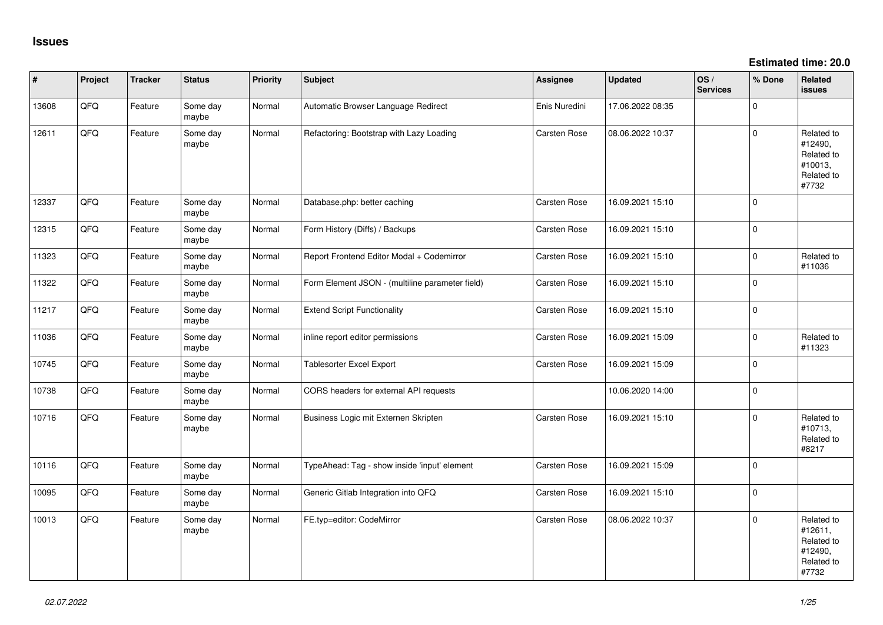# Issues

**Estimated time: 20.0**

| # | Project | Tracker | Status | Priority | Subject | Assignee | Updated | OS / Services | % Done | Related issues |
|---|---|---|---|---|---|---|---|---|---|---|
| 13608 | QFQ | Feature | Some day maybe | Normal | Automatic Browser Language Redirect | Enis Nuredini | 17.06.2022 08:35 | | 0 | |
| 12611 | QFQ | Feature | Some day maybe | Normal | Refactoring: Bootstrap with Lazy Loading | Carsten Rose | 08.06.2022 10:37 | | 0 | Related to #12490, Related to #10013, Related to #7732 |
| 12337 | QFQ | Feature | Some day maybe | Normal | Database.php: better caching | Carsten Rose | 16.09.2021 15:10 | | 0 | |
| 12315 | QFQ | Feature | Some day maybe | Normal | Form History (Diffs) / Backups | Carsten Rose | 16.09.2021 15:10 | | 0 | |
| 11323 | QFQ | Feature | Some day maybe | Normal | Report Frontend Editor Modal + Codemirror | Carsten Rose | 16.09.2021 15:10 | | 0 | Related to #11036 |
| 11322 | QFQ | Feature | Some day maybe | Normal | Form Element JSON - (multiline parameter field) | Carsten Rose | 16.09.2021 15:10 | | 0 | |
| 11217 | QFQ | Feature | Some day maybe | Normal | Extend Script Functionality | Carsten Rose | 16.09.2021 15:10 | | 0 | |
| 11036 | QFQ | Feature | Some day maybe | Normal | inline report editor permissions | Carsten Rose | 16.09.2021 15:09 | | 0 | Related to #11323 |
| 10745 | QFQ | Feature | Some day maybe | Normal | Tablesorter Excel Export | Carsten Rose | 16.09.2021 15:09 | | 0 | |
| 10738 | QFQ | Feature | Some day maybe | Normal | CORS headers for external API requests | | 10.06.2020 14:00 | | 0 | |
| 10716 | QFQ | Feature | Some day maybe | Normal | Business Logic mit Externen Skripten | Carsten Rose | 16.09.2021 15:10 | | 0 | Related to #10713, Related to #8217 |
| 10116 | QFQ | Feature | Some day maybe | Normal | TypeAhead: Tag - show inside 'input' element | Carsten Rose | 16.09.2021 15:09 | | 0 | |
| 10095 | QFQ | Feature | Some day maybe | Normal | Generic Gitlab Integration into QFQ | Carsten Rose | 16.09.2021 15:10 | | 0 | |
| 10013 | QFQ | Feature | Some day maybe | Normal | FE.typ=editor: CodeMirror | Carsten Rose | 08.06.2022 10:37 | | 0 | Related to #12611, Related to #12490, Related to #7732 |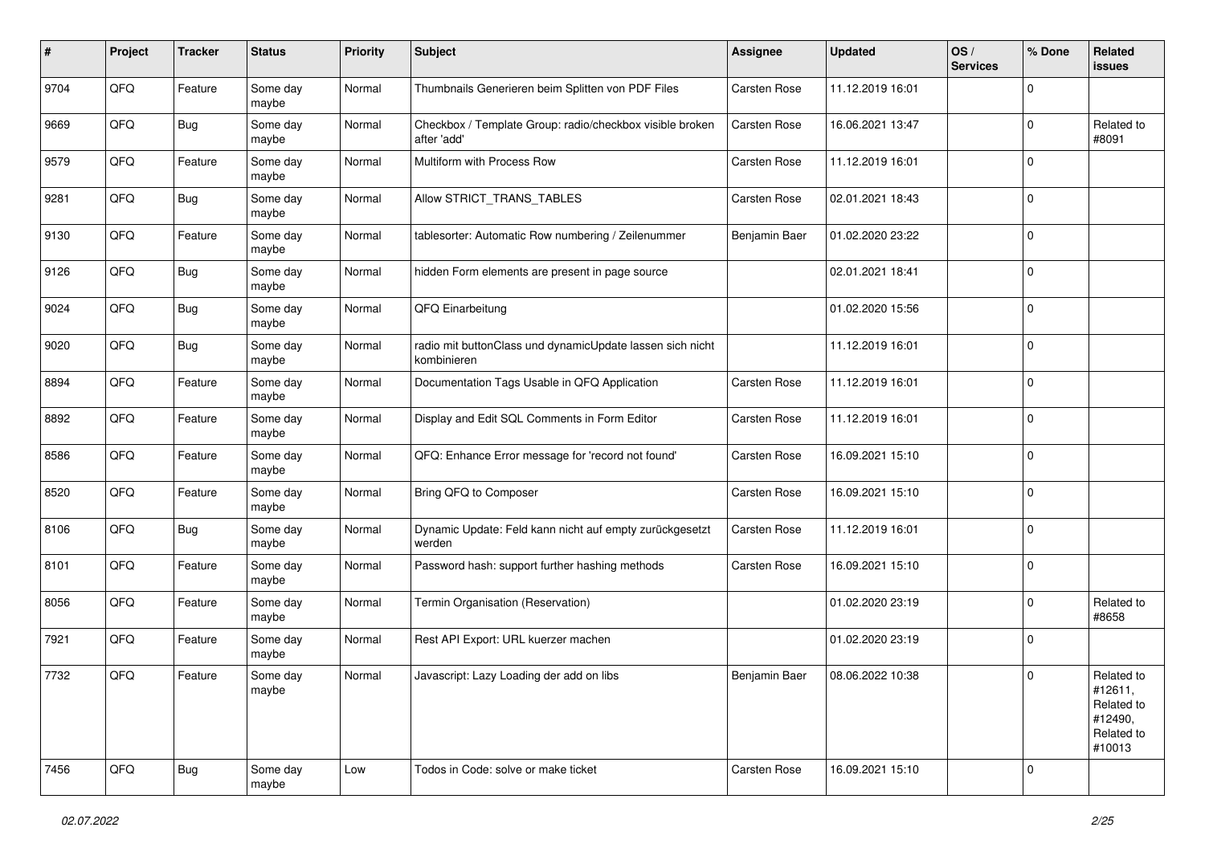| # | Project | Tracker | Status | Priority | Subject | Assignee | Updated | OS / Services | % Done | Related issues |
|---|---|---|---|---|---|---|---|---|---|---|
| 9704 | QFQ | Feature | Some day maybe | Normal | Thumbnails Generieren beim Splitten von PDF Files | Carsten Rose | 11.12.2019 16:01 | | 0 | |
| 9669 | QFQ | Bug | Some day maybe | Normal | Checkbox / Template Group: radio/checkbox visible broken after 'add' | Carsten Rose | 16.06.2021 13:47 | | 0 | Related to #8091 |
| 9579 | QFQ | Feature | Some day maybe | Normal | Multiform with Process Row | Carsten Rose | 11.12.2019 16:01 | | 0 | |
| 9281 | QFQ | Bug | Some day maybe | Normal | Allow STRICT_TRANS_TABLES | Carsten Rose | 02.01.2021 18:43 | | 0 | |
| 9130 | QFQ | Feature | Some day maybe | Normal | tablesorter: Automatic Row numbering / Zeilenummer | Benjamin Baer | 01.02.2020 23:22 | | 0 | |
| 9126 | QFQ | Bug | Some day maybe | Normal | hidden Form elements are present in page source | | 02.01.2021 18:41 | | 0 | |
| 9024 | QFQ | Bug | Some day maybe | Normal | QFQ Einarbeitung | | 01.02.2020 15:56 | | 0 | |
| 9020 | QFQ | Bug | Some day maybe | Normal | radio mit buttonClass und dynamicUpdate lassen sich nicht kombinieren | | 11.12.2019 16:01 | | 0 | |
| 8894 | QFQ | Feature | Some day maybe | Normal | Documentation Tags Usable in QFQ Application | Carsten Rose | 11.12.2019 16:01 | | 0 | |
| 8892 | QFQ | Feature | Some day maybe | Normal | Display and Edit SQL Comments in Form Editor | Carsten Rose | 11.12.2019 16:01 | | 0 | |
| 8586 | QFQ | Feature | Some day maybe | Normal | QFQ: Enhance Error message for 'record not found' | Carsten Rose | 16.09.2021 15:10 | | 0 | |
| 8520 | QFQ | Feature | Some day maybe | Normal | Bring QFQ to Composer | Carsten Rose | 16.09.2021 15:10 | | 0 | |
| 8106 | QFQ | Bug | Some day maybe | Normal | Dynamic Update: Feld kann nicht auf empty zurückgesetzt werden | Carsten Rose | 11.12.2019 16:01 | | 0 | |
| 8101 | QFQ | Feature | Some day maybe | Normal | Password hash: support further hashing methods | Carsten Rose | 16.09.2021 15:10 | | 0 | |
| 8056 | QFQ | Feature | Some day maybe | Normal | Termin Organisation (Reservation) | | 01.02.2020 23:19 | | 0 | Related to #8658 |
| 7921 | QFQ | Feature | Some day maybe | Normal | Rest API Export: URL kuerzer machen | | 01.02.2020 23:19 | | 0 | |
| 7732 | QFQ | Feature | Some day maybe | Normal | Javascript: Lazy Loading der add on libs | Benjamin Baer | 08.06.2022 10:38 | | 0 | Related to #12611, Related to #12490, Related to #10013 |
| 7456 | QFQ | Bug | Some day maybe | Low | Todos in Code: solve or make ticket | Carsten Rose | 16.09.2021 15:10 | | 0 | |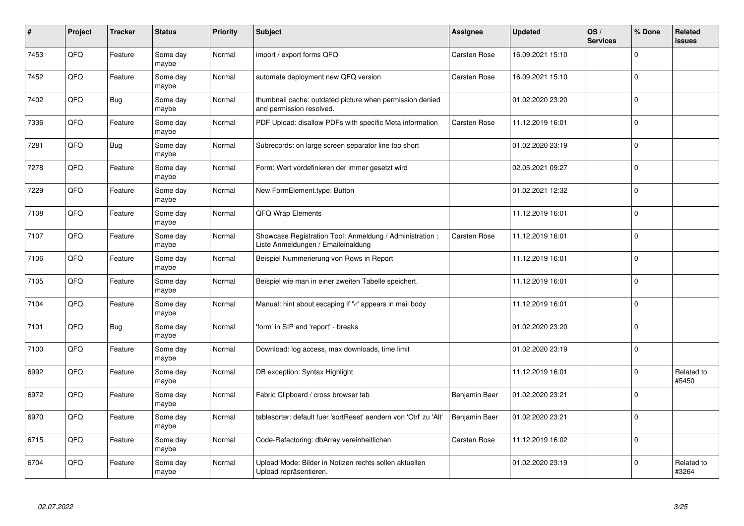| # | Project | Tracker | Status | Priority | Subject | Assignee | Updated | OS / Services | % Done | Related issues |
|---|---|---|---|---|---|---|---|---|---|---|
| 7453 | QFQ | Feature | Some day maybe | Normal | import / export forms QFQ | Carsten Rose | 16.09.2021 15:10 | | 0 | |
| 7452 | QFQ | Feature | Some day maybe | Normal | automate deployment new QFQ version | Carsten Rose | 16.09.2021 15:10 | | 0 | |
| 7402 | QFQ | Bug | Some day maybe | Normal | thumbnail cache: outdated picture when permission denied and permission resolved. | | 01.02.2020 23:20 | | 0 | |
| 7336 | QFQ | Feature | Some day maybe | Normal | PDF Upload: disallow PDFs with specific Meta information | Carsten Rose | 11.12.2019 16:01 | | 0 | |
| 7281 | QFQ | Bug | Some day maybe | Normal | Subrecords: on large screen separator line too short | | 01.02.2020 23:19 | | 0 | |
| 7278 | QFQ | Feature | Some day maybe | Normal | Form: Wert vordefinieren der immer gesetzt wird | | 02.05.2021 09:27 | | 0 | |
| 7229 | QFQ | Feature | Some day maybe | Normal | New FormElement.type: Button | | 01.02.2021 12:32 | | 0 | |
| 7108 | QFQ | Feature | Some day maybe | Normal | QFQ Wrap Elements | | 11.12.2019 16:01 | | 0 | |
| 7107 | QFQ | Feature | Some day maybe | Normal | Showcase Registration Tool: Anmeldung / Administration : Liste Anmeldungen / Emaileinaldung | Carsten Rose | 11.12.2019 16:01 | | 0 | |
| 7106 | QFQ | Feature | Some day maybe | Normal | Beispiel Nummerierung von Rows in Report | | 11.12.2019 16:01 | | 0 | |
| 7105 | QFQ | Feature | Some day maybe | Normal | Beispiel wie man in einer zweiten Tabelle speichert. | | 11.12.2019 16:01 | | 0 | |
| 7104 | QFQ | Feature | Some day maybe | Normal | Manual: hint about escaping if '\r' appears in mail body | | 11.12.2019 16:01 | | 0 | |
| 7101 | QFQ | Bug | Some day maybe | Normal | 'form' in SIP and 'report' - breaks | | 01.02.2020 23:20 | | 0 | |
| 7100 | QFQ | Feature | Some day maybe | Normal | Download: log access, max downloads, time limit | | 01.02.2020 23:19 | | 0 | |
| 6992 | QFQ | Feature | Some day maybe | Normal | DB exception: Syntax Highlight | | 11.12.2019 16:01 | | 0 | Related to #5450 |
| 6972 | QFQ | Feature | Some day maybe | Normal | Fabric Clipboard / cross browser tab | Benjamin Baer | 01.02.2020 23:21 | | 0 | |
| 6970 | QFQ | Feature | Some day maybe | Normal | tablesorter: default fuer 'sortReset' aendern von 'Ctrl' zu 'Alt' | Benjamin Baer | 01.02.2020 23:21 | | 0 | |
| 6715 | QFQ | Feature | Some day maybe | Normal | Code-Refactoring: dbArray vereinheitlichen | Carsten Rose | 11.12.2019 16:02 | | 0 | |
| 6704 | QFQ | Feature | Some day maybe | Normal | Upload Mode: Bilder in Notizen rechts sollen aktuellen Upload repräsentieren. | | 01.02.2020 23:19 | | 0 | Related to #3264 |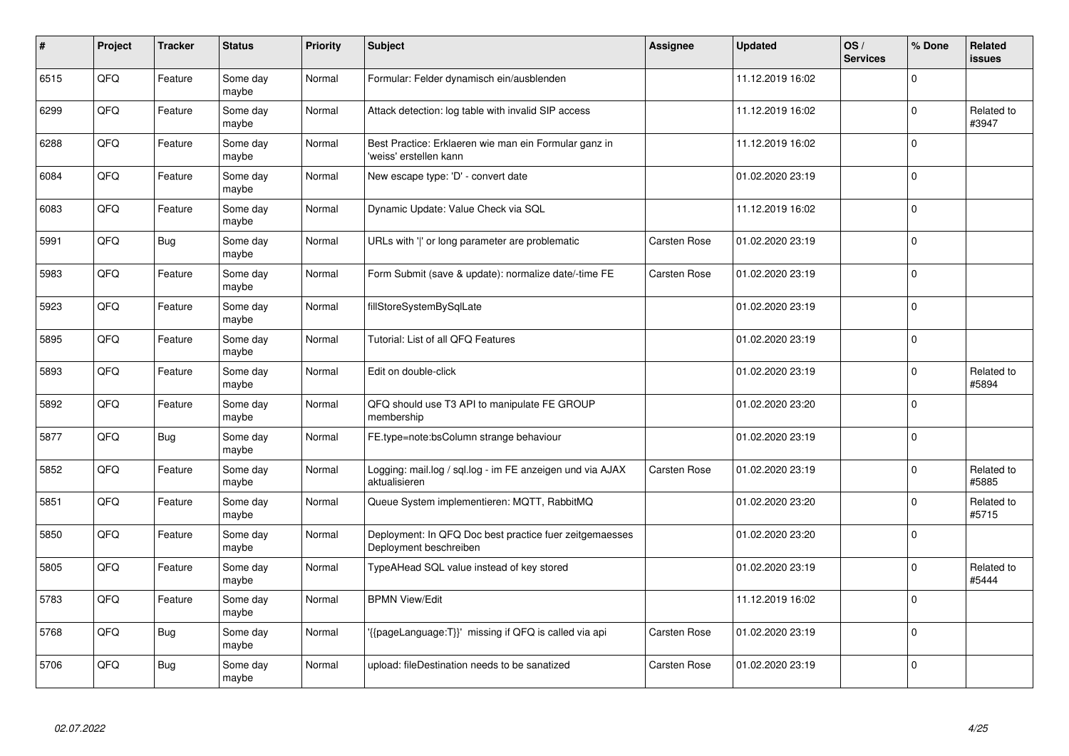| # | Project | Tracker | Status | Priority | Subject | Assignee | Updated | OS / Services | % Done | Related issues |
|---|---|---|---|---|---|---|---|---|---|---|
| 6515 | QFQ | Feature | Some day maybe | Normal | Formular: Felder dynamisch ein/ausblenden | | 11.12.2019 16:02 | | 0 | |
| 6299 | QFQ | Feature | Some day maybe | Normal | Attack detection: log table with invalid SIP access | | 11.12.2019 16:02 | | 0 | Related to #3947 |
| 6288 | QFQ | Feature | Some day maybe | Normal | Best Practice: Erklaeren wie man ein Formular ganz in 'weiss' erstellen kann | | 11.12.2019 16:02 | | 0 | |
| 6084 | QFQ | Feature | Some day maybe | Normal | New escape type: 'D' - convert date | | 01.02.2020 23:19 | | 0 | |
| 6083 | QFQ | Feature | Some day maybe | Normal | Dynamic Update: Value Check via SQL | | 11.12.2019 16:02 | | 0 | |
| 5991 | QFQ | Bug | Some day maybe | Normal | URLs with '|' or long parameter are problematic | Carsten Rose | 01.02.2020 23:19 | | 0 | |
| 5983 | QFQ | Feature | Some day maybe | Normal | Form Submit (save & update): normalize date/-time FE | Carsten Rose | 01.02.2020 23:19 | | 0 | |
| 5923 | QFQ | Feature | Some day maybe | Normal | fillStoreSystemBySqlLate | | 01.02.2020 23:19 | | 0 | |
| 5895 | QFQ | Feature | Some day maybe | Normal | Tutorial: List of all QFQ Features | | 01.02.2020 23:19 | | 0 | |
| 5893 | QFQ | Feature | Some day maybe | Normal | Edit on double-click | | 01.02.2020 23:19 | | 0 | Related to #5894 |
| 5892 | QFQ | Feature | Some day maybe | Normal | QFQ should use T3 API to manipulate FE GROUP membership | | 01.02.2020 23:20 | | 0 | |
| 5877 | QFQ | Bug | Some day maybe | Normal | FE.type=note:bsColumn strange behaviour | | 01.02.2020 23:19 | | 0 | |
| 5852 | QFQ | Feature | Some day maybe | Normal | Logging: mail.log / sql.log - im FE anzeigen und via AJAX aktualisieren | Carsten Rose | 01.02.2020 23:19 | | 0 | Related to #5885 |
| 5851 | QFQ | Feature | Some day maybe | Normal | Queue System implementieren: MQTT, RabbitMQ | | 01.02.2020 23:20 | | 0 | Related to #5715 |
| 5850 | QFQ | Feature | Some day maybe | Normal | Deployment: In QFQ Doc best practice fuer zeitgemaesses Deployment beschreiben | | 01.02.2020 23:20 | | 0 | |
| 5805 | QFQ | Feature | Some day maybe | Normal | TypeAHead SQL value instead of key stored | | 01.02.2020 23:19 | | 0 | Related to #5444 |
| 5783 | QFQ | Feature | Some day maybe | Normal | BPMN View/Edit | | 11.12.2019 16:02 | | 0 | |
| 5768 | QFQ | Bug | Some day maybe | Normal | '{{pageLanguage:T}}' missing if QFQ is called via api | Carsten Rose | 01.02.2020 23:19 | | 0 | |
| 5706 | QFQ | Bug | Some day maybe | Normal | upload: fileDestination needs to be sanatized | Carsten Rose | 01.02.2020 23:19 | | 0 | |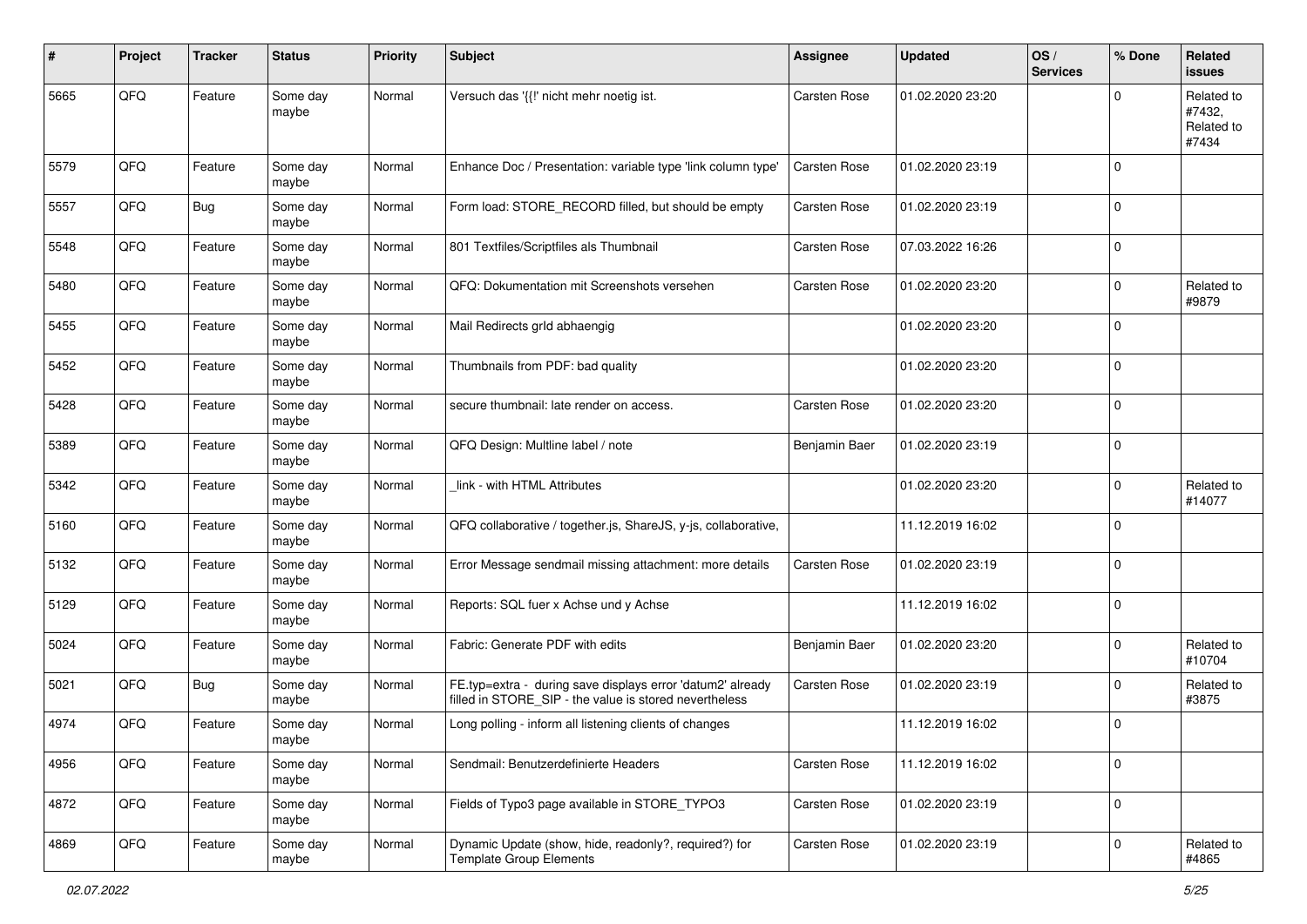| # | Project | Tracker | Status | Priority | Subject | Assignee | Updated | OS / Services | % Done | Related issues |
|---|---|---|---|---|---|---|---|---|---|---|
| 5665 | QFQ | Feature | Some day maybe | Normal | Versuch das '{{!' nicht mehr noetig ist. | Carsten Rose | 01.02.2020 23:20 | | 0 | Related to #7432, Related to #7434 |
| 5579 | QFQ | Feature | Some day maybe | Normal | Enhance Doc / Presentation: variable type 'link column type' | Carsten Rose | 01.02.2020 23:19 | | 0 | |
| 5557 | QFQ | Bug | Some day maybe | Normal | Form load: STORE_RECORD filled, but should be empty | Carsten Rose | 01.02.2020 23:19 | | 0 | |
| 5548 | QFQ | Feature | Some day maybe | Normal | 801 Textfiles/Scriptfiles als Thumbnail | Carsten Rose | 07.03.2022 16:26 | | 0 | |
| 5480 | QFQ | Feature | Some day maybe | Normal | QFQ: Dokumentation mit Screenshots versehen | Carsten Rose | 01.02.2020 23:20 | | 0 | Related to #9879 |
| 5455 | QFQ | Feature | Some day maybe | Normal | Mail Redirects grId abhaengig | | 01.02.2020 23:20 | | 0 | |
| 5452 | QFQ | Feature | Some day maybe | Normal | Thumbnails from PDF: bad quality | | 01.02.2020 23:20 | | 0 | |
| 5428 | QFQ | Feature | Some day maybe | Normal | secure thumbnail: late render on access. | Carsten Rose | 01.02.2020 23:20 | | 0 | |
| 5389 | QFQ | Feature | Some day maybe | Normal | QFQ Design: Multline label / note | Benjamin Baer | 01.02.2020 23:19 | | 0 | |
| 5342 | QFQ | Feature | Some day maybe | Normal | _link - with HTML Attributes | | 01.02.2020 23:20 | | 0 | Related to #14077 |
| 5160 | QFQ | Feature | Some day maybe | Normal | QFQ collaborative / together.js, ShareJS, y-js, collaborative, | | 11.12.2019 16:02 | | 0 | |
| 5132 | QFQ | Feature | Some day maybe | Normal | Error Message sendmail missing attachment: more details | Carsten Rose | 01.02.2020 23:19 | | 0 | |
| 5129 | QFQ | Feature | Some day maybe | Normal | Reports: SQL fuer x Achse und y Achse | | 11.12.2019 16:02 | | 0 | |
| 5024 | QFQ | Feature | Some day maybe | Normal | Fabric: Generate PDF with edits | Benjamin Baer | 01.02.2020 23:20 | | 0 | Related to #10704 |
| 5021 | QFQ | Bug | Some day maybe | Normal | FE.typ=extra - during save displays error 'datum2' already filled in STORE_SIP - the value is stored nevertheless | Carsten Rose | 01.02.2020 23:19 | | 0 | Related to #3875 |
| 4974 | QFQ | Feature | Some day maybe | Normal | Long polling - inform all listening clients of changes | | 11.12.2019 16:02 | | 0 | |
| 4956 | QFQ | Feature | Some day maybe | Normal | Sendmail: Benutzerdefinierte Headers | Carsten Rose | 11.12.2019 16:02 | | 0 | |
| 4872 | QFQ | Feature | Some day maybe | Normal | Fields of Typo3 page available in STORE_TYPO3 | Carsten Rose | 01.02.2020 23:19 | | 0 | |
| 4869 | QFQ | Feature | Some day maybe | Normal | Dynamic Update (show, hide, readonly?, required?) for Template Group Elements | Carsten Rose | 01.02.2020 23:19 | | 0 | Related to #4865 |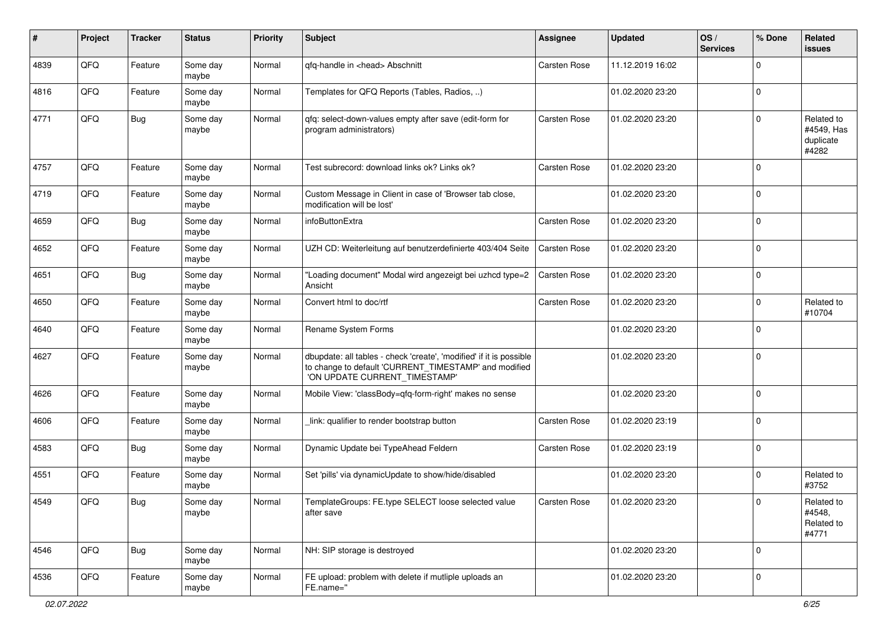| # | Project | Tracker | Status | Priority | Subject | Assignee | Updated | OS / Services | % Done | Related issues |
|---|---|---|---|---|---|---|---|---|---|---|
| 4839 | QFQ | Feature | Some day maybe | Normal | qfq-handle in <head> Abschnitt | Carsten Rose | 11.12.2019 16:02 | | 0 | |
| 4816 | QFQ | Feature | Some day maybe | Normal | Templates for QFQ Reports (Tables, Radios, ..) | | 01.02.2020 23:20 | | 0 | |
| 4771 | QFQ | Bug | Some day maybe | Normal | qfq: select-down-values empty after save (edit-form for program administrators) | Carsten Rose | 01.02.2020 23:20 | | 0 | Related to #4549, Has duplicate #4282 |
| 4757 | QFQ | Feature | Some day maybe | Normal | Test subrecord: download links ok? Links ok? | Carsten Rose | 01.02.2020 23:20 | | 0 | |
| 4719 | QFQ | Feature | Some day maybe | Normal | Custom Message in Client in case of 'Browser tab close, modification will be lost' | | 01.02.2020 23:20 | | 0 | |
| 4659 | QFQ | Bug | Some day maybe | Normal | infoButtonExtra | Carsten Rose | 01.02.2020 23:20 | | 0 | |
| 4652 | QFQ | Feature | Some day maybe | Normal | UZH CD: Weiterleitung auf benutzerdefinierte 403/404 Seite | Carsten Rose | 01.02.2020 23:20 | | 0 | |
| 4651 | QFQ | Bug | Some day maybe | Normal | "Loading document" Modal wird angezeigt bei uzhcd type=2 Ansicht | Carsten Rose | 01.02.2020 23:20 | | 0 | |
| 4650 | QFQ | Feature | Some day maybe | Normal | Convert html to doc/rtf | Carsten Rose | 01.02.2020 23:20 | | 0 | Related to #10704 |
| 4640 | QFQ | Feature | Some day maybe | Normal | Rename System Forms | | 01.02.2020 23:20 | | 0 | |
| 4627 | QFQ | Feature | Some day maybe | Normal | dbupdate: all tables - check 'create', 'modified' if it is possible to change to default 'CURRENT_TIMESTAMP' and modified 'ON UPDATE CURRENT_TIMESTAMP' | | 01.02.2020 23:20 | | 0 | |
| 4626 | QFQ | Feature | Some day maybe | Normal | Mobile View: 'classBody=qfq-form-right' makes no sense | | 01.02.2020 23:20 | | 0 | |
| 4606 | QFQ | Feature | Some day maybe | Normal | _link: qualifier to render bootstrap button | Carsten Rose | 01.02.2020 23:19 | | 0 | |
| 4583 | QFQ | Bug | Some day maybe | Normal | Dynamic Update bei TypeAhead Feldern | Carsten Rose | 01.02.2020 23:19 | | 0 | |
| 4551 | QFQ | Feature | Some day maybe | Normal | Set 'pills' via dynamicUpdate to show/hide/disabled | | 01.02.2020 23:20 | | 0 | Related to #3752 |
| 4549 | QFQ | Bug | Some day maybe | Normal | TemplateGroups: FE.type SELECT loose selected value after save | Carsten Rose | 01.02.2020 23:20 | | 0 | Related to #4548, Related to #4771 |
| 4546 | QFQ | Bug | Some day maybe | Normal | NH: SIP storage is destroyed | | 01.02.2020 23:20 | | 0 | |
| 4536 | QFQ | Feature | Some day maybe | Normal | FE upload: problem with delete if mutliple uploads an FE.name='' | | 01.02.2020 23:20 | | 0 | |

02.07.2022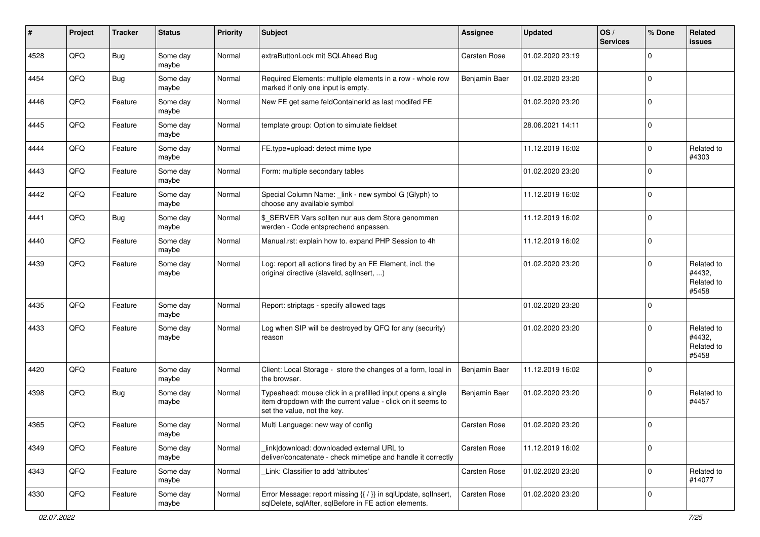| # | Project | Tracker | Status | Priority | Subject | Assignee | Updated | OS / Services | % Done | Related issues |
|---|---|---|---|---|---|---|---|---|---|---|
| 4528 | QFQ | Bug | Some day maybe | Normal | extraButtonLock mit SQLAhead Bug | Carsten Rose | 01.02.2020 23:19 | | 0 | |
| 4454 | QFQ | Bug | Some day maybe | Normal | Required Elements: multiple elements in a row - whole row marked if only one input is empty. | Benjamin Baer | 01.02.2020 23:20 | | 0 | |
| 4446 | QFQ | Feature | Some day maybe | Normal | New FE get same feldContainerId as last modifed FE | | 01.02.2020 23:20 | | 0 | |
| 4445 | QFQ | Feature | Some day maybe | Normal | template group: Option to simulate fieldset | | 28.06.2021 14:11 | | 0 | |
| 4444 | QFQ | Feature | Some day maybe | Normal | FE.type=upload: detect mime type | | 11.12.2019 16:02 | | 0 | Related to #4303 |
| 4443 | QFQ | Feature | Some day maybe | Normal | Form: multiple secondary tables | | 01.02.2020 23:20 | | 0 | |
| 4442 | QFQ | Feature | Some day maybe | Normal | Special Column Name: _link - new symbol G (Glyph) to choose any available symbol | | 11.12.2019 16:02 | | 0 | |
| 4441 | QFQ | Bug | Some day maybe | Normal | $_SERVER Vars sollten nur aus dem Store genommen werden - Code entsprechend anpassen. | | 11.12.2019 16:02 | | 0 | |
| 4440 | QFQ | Feature | Some day maybe | Normal | Manual.rst: explain how to. expand PHP Session to 4h | | 11.12.2019 16:02 | | 0 | |
| 4439 | QFQ | Feature | Some day maybe | Normal | Log: report all actions fired by an FE Element, incl. the original directive (slaveId, sqlInsert, ...) | | 01.02.2020 23:20 | | 0 | Related to #4432, Related to #5458 |
| 4435 | QFQ | Feature | Some day maybe | Normal | Report: striptags - specify allowed tags | | 01.02.2020 23:20 | | 0 | |
| 4433 | QFQ | Feature | Some day maybe | Normal | Log when SIP will be destroyed by QFQ for any (security) reason | | 01.02.2020 23:20 | | 0 | Related to #4432, Related to #5458 |
| 4420 | QFQ | Feature | Some day maybe | Normal | Client: Local Storage - store the changes of a form, local in the browser. | Benjamin Baer | 11.12.2019 16:02 | | 0 | |
| 4398 | QFQ | Bug | Some day maybe | Normal | Typeahead: mouse click in a prefilled input opens a single item dropdown with the current value - click on it seems to set the value, not the key. | Benjamin Baer | 01.02.2020 23:20 | | 0 | Related to #4457 |
| 4365 | QFQ | Feature | Some day maybe | Normal | Multi Language: new way of config | Carsten Rose | 01.02.2020 23:20 | | 0 | |
| 4349 | QFQ | Feature | Some day maybe | Normal | _link\|download: downloaded external URL to deliver/concatenate - check mimetipe and handle it correctly | Carsten Rose | 11.12.2019 16:02 | | 0 | |
| 4343 | QFQ | Feature | Some day maybe | Normal | _Link: Classifier to add 'attributes' | Carsten Rose | 01.02.2020 23:20 | | 0 | Related to #14077 |
| 4330 | QFQ | Feature | Some day maybe | Normal | Error Message: report missing {{ / }} in sqlUpdate, sqlInsert, sqlDelete, sqlAfter, sqlBefore in FE action elements. | Carsten Rose | 01.02.2020 23:20 | | 0 | |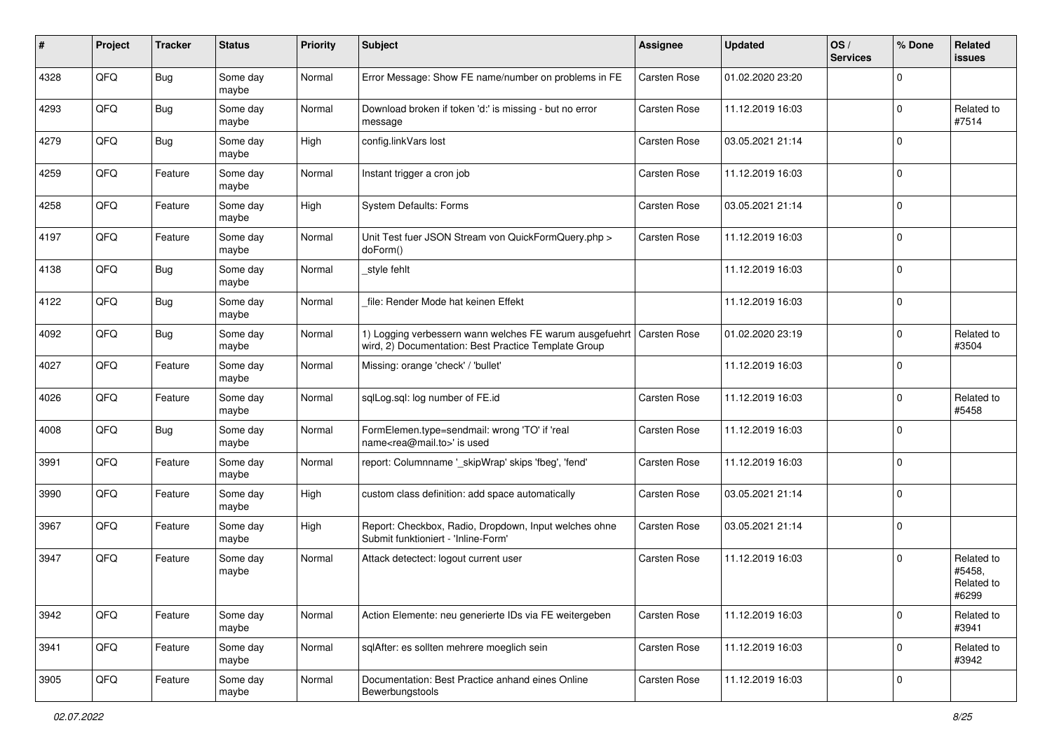| # | Project | Tracker | Status | Priority | Subject | Assignee | Updated | OS / Services | % Done | Related issues |
|---|---|---|---|---|---|---|---|---|---|---|
| 4328 | QFQ | Bug | Some day maybe | Normal | Error Message: Show FE name/number on problems in FE | Carsten Rose | 01.02.2020 23:20 | | 0 | |
| 4293 | QFQ | Bug | Some day maybe | Normal | Download broken if token 'd:' is missing - but no error message | Carsten Rose | 11.12.2019 16:03 | | 0 | Related to #7514 |
| 4279 | QFQ | Bug | Some day maybe | High | config.linkVars lost | Carsten Rose | 03.05.2021 21:14 | | 0 | |
| 4259 | QFQ | Feature | Some day maybe | Normal | Instant trigger a cron job | Carsten Rose | 11.12.2019 16:03 | | 0 | |
| 4258 | QFQ | Feature | Some day maybe | High | System Defaults: Forms | Carsten Rose | 03.05.2021 21:14 | | 0 | |
| 4197 | QFQ | Feature | Some day maybe | Normal | Unit Test fuer JSON Stream von QuickFormQuery.php > doForm() | Carsten Rose | 11.12.2019 16:03 | | 0 | |
| 4138 | QFQ | Bug | Some day maybe | Normal | _style fehlt | | 11.12.2019 16:03 | | 0 | |
| 4122 | QFQ | Bug | Some day maybe | Normal | _file: Render Mode hat keinen Effekt | | 11.12.2019 16:03 | | 0 | |
| 4092 | QFQ | Bug | Some day maybe | Normal | 1) Logging verbessern wann welches FE warum ausgefuehrt wird, 2) Documentation: Best Practice Template Group | Carsten Rose | 01.02.2020 23:19 | | 0 | Related to #3504 |
| 4027 | QFQ | Feature | Some day maybe | Normal | Missing: orange 'check' / 'bullet' | | 11.12.2019 16:03 | | 0 | |
| 4026 | QFQ | Feature | Some day maybe | Normal | sqlLog.sql: log number of FE.id | Carsten Rose | 11.12.2019 16:03 | | 0 | Related to #5458 |
| 4008 | QFQ | Bug | Some day maybe | Normal | FormElemen.type=sendmail: wrong 'TO' if 'real name<rea@mail.to>' is used | Carsten Rose | 11.12.2019 16:03 | | 0 | |
| 3991 | QFQ | Feature | Some day maybe | Normal | report: Columnname '_skipWrap' skips 'fbeg', 'fend' | Carsten Rose | 11.12.2019 16:03 | | 0 | |
| 3990 | QFQ | Feature | Some day maybe | High | custom class definition: add space automatically | Carsten Rose | 03.05.2021 21:14 | | 0 | |
| 3967 | QFQ | Feature | Some day maybe | High | Report: Checkbox, Radio, Dropdown, Input welches ohne Submit funktioniert - 'Inline-Form' | Carsten Rose | 03.05.2021 21:14 | | 0 | |
| 3947 | QFQ | Feature | Some day maybe | Normal | Attack detectect: logout current user | Carsten Rose | 11.12.2019 16:03 | | 0 | Related to #5458, Related to #6299 |
| 3942 | QFQ | Feature | Some day maybe | Normal | Action Elemente: neu generierte IDs via FE weitergeben | Carsten Rose | 11.12.2019 16:03 | | 0 | Related to #3941 |
| 3941 | QFQ | Feature | Some day maybe | Normal | sqlAfter: es sollten mehrere moeglich sein | Carsten Rose | 11.12.2019 16:03 | | 0 | Related to #3942 |
| 3905 | QFQ | Feature | Some day maybe | Normal | Documentation: Best Practice anhand eines Online Bewerbungstools | Carsten Rose | 11.12.2019 16:03 | | 0 | |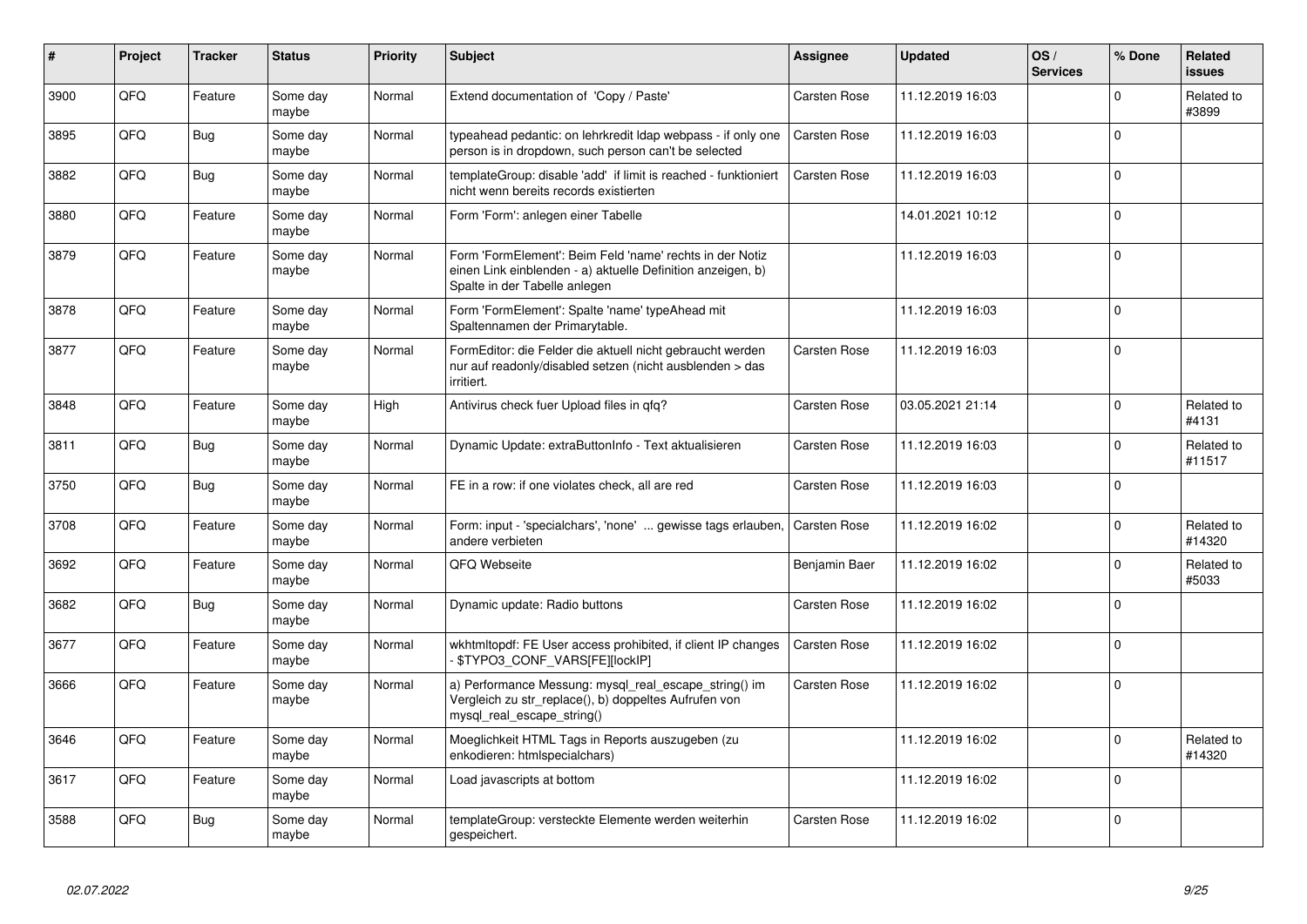| # | Project | Tracker | Status | Priority | Subject | Assignee | Updated | OS / Services | % Done | Related issues |
|---|---|---|---|---|---|---|---|---|---|---|
| 3900 | QFQ | Feature | Some day maybe | Normal | Extend documentation of 'Copy / Paste' | Carsten Rose | 11.12.2019 16:03 | | 0 | Related to #3899 |
| 3895 | QFQ | Bug | Some day maybe | Normal | typeahead pedantic: on lehrkredit ldap webpass - if only one person is in dropdown, such person can't be selected | Carsten Rose | 11.12.2019 16:03 | | 0 | |
| 3882 | QFQ | Bug | Some day maybe | Normal | templateGroup: disable 'add' if limit is reached - funktioniert nicht wenn bereits records existierten | Carsten Rose | 11.12.2019 16:03 | | 0 | |
| 3880 | QFQ | Feature | Some day maybe | Normal | Form 'Form': anlegen einer Tabelle | | 14.01.2021 10:12 | | 0 | |
| 3879 | QFQ | Feature | Some day maybe | Normal | Form 'FormElement': Beim Feld 'name' rechts in der Notiz einen Link einblenden - a) aktuelle Definition anzeigen, b) Spalte in der Tabelle anlegen | | 11.12.2019 16:03 | | 0 | |
| 3878 | QFQ | Feature | Some day maybe | Normal | Form 'FormElement': Spalte 'name' typeAhead mit Spaltennamen der Primarytable. | | 11.12.2019 16:03 | | 0 | |
| 3877 | QFQ | Feature | Some day maybe | Normal | FormEditor: die Felder die aktuell nicht gebraucht werden nur auf readonly/disabled setzen (nicht ausblenden > das irritiert. | Carsten Rose | 11.12.2019 16:03 | | 0 | |
| 3848 | QFQ | Feature | Some day maybe | High | Antivirus check fuer Upload files in qfq? | Carsten Rose | 03.05.2021 21:14 | | 0 | Related to #4131 |
| 3811 | QFQ | Bug | Some day maybe | Normal | Dynamic Update: extraButtonInfo - Text aktualisieren | Carsten Rose | 11.12.2019 16:03 | | 0 | Related to #11517 |
| 3750 | QFQ | Bug | Some day maybe | Normal | FE in a row: if one violates check, all are red | Carsten Rose | 11.12.2019 16:03 | | 0 | |
| 3708 | QFQ | Feature | Some day maybe | Normal | Form: input - 'specialchars', 'none' ... gewisse tags erlauben, andere verbieten | Carsten Rose | 11.12.2019 16:02 | | 0 | Related to #14320 |
| 3692 | QFQ | Feature | Some day maybe | Normal | QFQ Webseite | Benjamin Baer | 11.12.2019 16:02 | | 0 | Related to #5033 |
| 3682 | QFQ | Bug | Some day maybe | Normal | Dynamic update: Radio buttons | Carsten Rose | 11.12.2019 16:02 | | 0 | |
| 3677 | QFQ | Feature | Some day maybe | Normal | wkhtmltopdf: FE User access prohibited, if client IP changes - $TYPO3_CONF_VARS[FE][lockIP] | Carsten Rose | 11.12.2019 16:02 | | 0 | |
| 3666 | QFQ | Feature | Some day maybe | Normal | a) Performance Messung: mysql_real_escape_string() im Vergleich zu str_replace(), b) doppeltes Aufrufen von mysql_real_escape_string() | Carsten Rose | 11.12.2019 16:02 | | 0 | |
| 3646 | QFQ | Feature | Some day maybe | Normal | Moeglichkeit HTML Tags in Reports auszugeben (zu enkodieren: htmlspecialchars) | | 11.12.2019 16:02 | | 0 | Related to #14320 |
| 3617 | QFQ | Feature | Some day maybe | Normal | Load javascripts at bottom | | 11.12.2019 16:02 | | 0 | |
| 3588 | QFQ | Bug | Some day maybe | Normal | templateGroup: versteckte Elemente werden weiterhin gespeichert. | Carsten Rose | 11.12.2019 16:02 | | 0 | |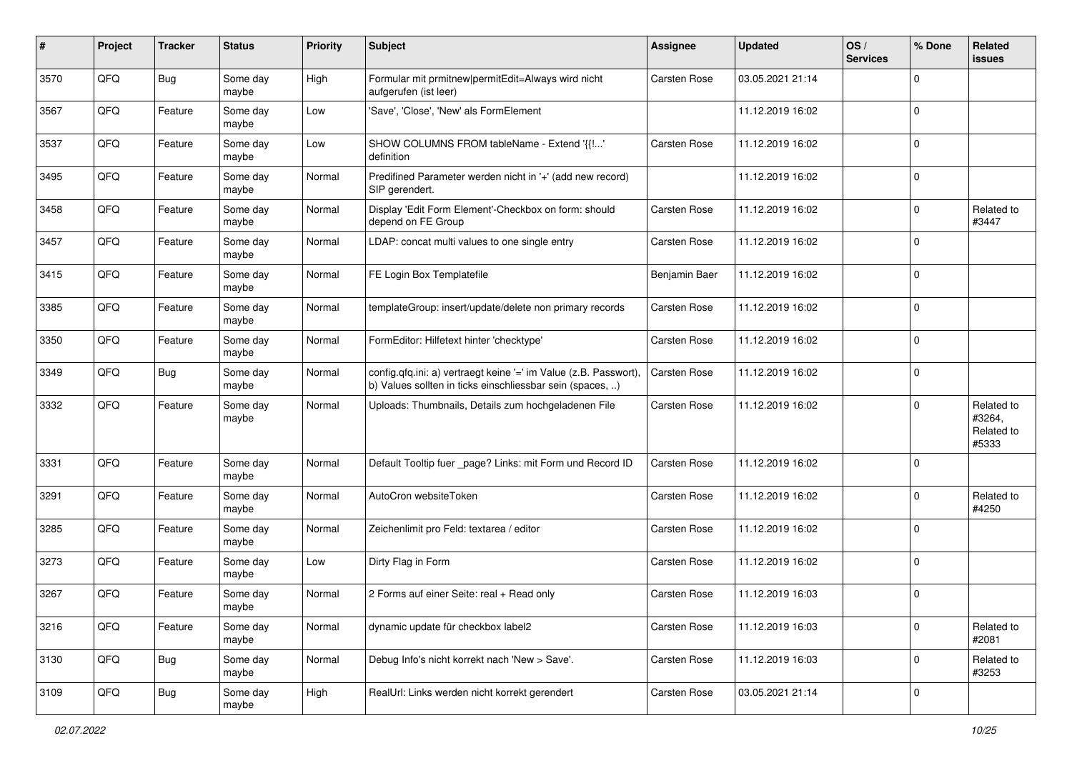| # | Project | Tracker | Status | Priority | Subject | Assignee | Updated | OS / Services | % Done | Related issues |
|---|---|---|---|---|---|---|---|---|---|---|
| 3570 | QFQ | Bug | Some day maybe | High | Formular mit prmitnew|permitEdit=Always wird nicht aufgerufen (ist leer) | Carsten Rose | 03.05.2021 21:14 | | 0 | |
| 3567 | QFQ | Feature | Some day maybe | Low | 'Save', 'Close', 'New' als FormElement | | 11.12.2019 16:02 | | 0 | |
| 3537 | QFQ | Feature | Some day maybe | Low | SHOW COLUMNS FROM tableName - Extend '{{!...' definition | Carsten Rose | 11.12.2019 16:02 | | 0 | |
| 3495 | QFQ | Feature | Some day maybe | Normal | Predifined Parameter werden nicht in '+' (add new record) SIP gerendert. | | 11.12.2019 16:02 | | 0 | |
| 3458 | QFQ | Feature | Some day maybe | Normal | Display 'Edit Form Element'-Checkbox on form: should depend on FE Group | Carsten Rose | 11.12.2019 16:02 | | 0 | Related to #3447 |
| 3457 | QFQ | Feature | Some day maybe | Normal | LDAP: concat multi values to one single entry | Carsten Rose | 11.12.2019 16:02 | | 0 | |
| 3415 | QFQ | Feature | Some day maybe | Normal | FE Login Box Templatefile | Benjamin Baer | 11.12.2019 16:02 | | 0 | |
| 3385 | QFQ | Feature | Some day maybe | Normal | templateGroup: insert/update/delete non primary records | Carsten Rose | 11.12.2019 16:02 | | 0 | |
| 3350 | QFQ | Feature | Some day maybe | Normal | FormEditor: Hilfetext hinter 'checktype' | Carsten Rose | 11.12.2019 16:02 | | 0 | |
| 3349 | QFQ | Bug | Some day maybe | Normal | config.qfq.ini: a) vertraegt keine '=' im Value (z.B. Passwort), b) Values sollten in ticks einschliessbar sein (spaces, ..) | Carsten Rose | 11.12.2019 16:02 | | 0 | |
| 3332 | QFQ | Feature | Some day maybe | Normal | Uploads: Thumbnails, Details zum hochgeladenen File | Carsten Rose | 11.12.2019 16:02 | | 0 | Related to #3264, Related to #5333 |
| 3331 | QFQ | Feature | Some day maybe | Normal | Default Tooltip fuer _page? Links: mit Form und Record ID | Carsten Rose | 11.12.2019 16:02 | | 0 | |
| 3291 | QFQ | Feature | Some day maybe | Normal | AutoCron websiteToken | Carsten Rose | 11.12.2019 16:02 | | 0 | Related to #4250 |
| 3285 | QFQ | Feature | Some day maybe | Normal | Zeichenlimit pro Feld: textarea / editor | Carsten Rose | 11.12.2019 16:02 | | 0 | |
| 3273 | QFQ | Feature | Some day maybe | Low | Dirty Flag in Form | Carsten Rose | 11.12.2019 16:02 | | 0 | |
| 3267 | QFQ | Feature | Some day maybe | Normal | 2 Forms auf einer Seite: real + Read only | Carsten Rose | 11.12.2019 16:03 | | 0 | |
| 3216 | QFQ | Feature | Some day maybe | Normal | dynamic update für checkbox label2 | Carsten Rose | 11.12.2019 16:03 | | 0 | Related to #2081 |
| 3130 | QFQ | Bug | Some day maybe | Normal | Debug Info's nicht korrekt nach 'New > Save'. | Carsten Rose | 11.12.2019 16:03 | | 0 | Related to #3253 |
| 3109 | QFQ | Bug | Some day maybe | High | RealUrl: Links werden nicht korrekt gerendert | Carsten Rose | 03.05.2021 21:14 | | 0 | |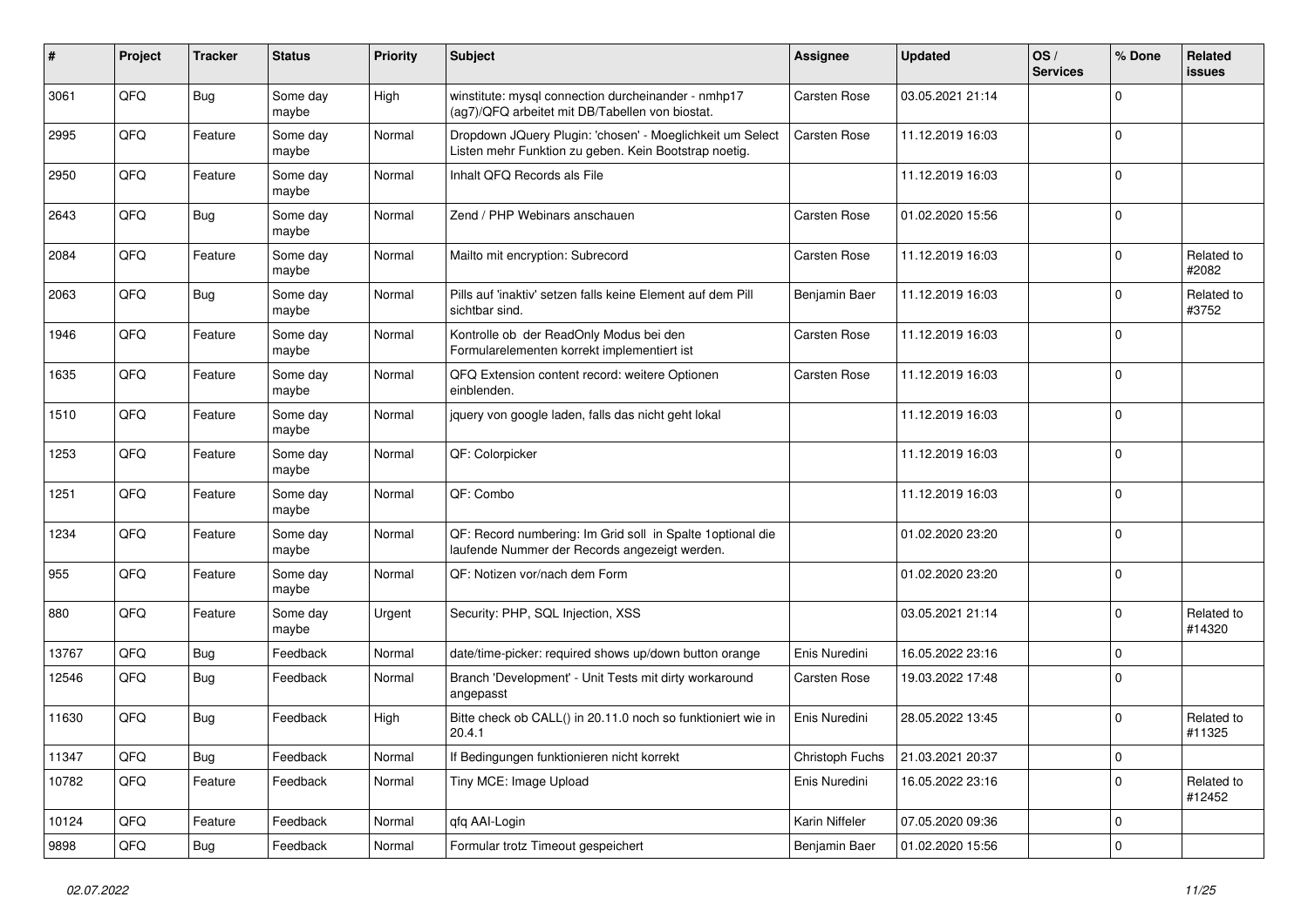| # | Project | Tracker | Status | Priority | Subject | Assignee | Updated | OS / Services | % Done | Related issues |
|---|---|---|---|---|---|---|---|---|---|---|
| 3061 | QFQ | Bug | Some day maybe | High | winstitute: mysql connection durcheinander - nmhp17 (ag7)/QFQ arbeitet mit DB/Tabellen von biostat. | Carsten Rose | 03.05.2021 21:14 | | 0 | |
| 2995 | QFQ | Feature | Some day maybe | Normal | Dropdown JQuery Plugin: 'chosen' - Moeglichkeit um Select Listen mehr Funktion zu geben. Kein Bootstrap noetig. | Carsten Rose | 11.12.2019 16:03 | | 0 | |
| 2950 | QFQ | Feature | Some day maybe | Normal | Inhalt QFQ Records als File | | 11.12.2019 16:03 | | 0 | |
| 2643 | QFQ | Bug | Some day maybe | Normal | Zend / PHP Webinars anschauen | Carsten Rose | 01.02.2020 15:56 | | 0 | |
| 2084 | QFQ | Feature | Some day maybe | Normal | Mailto mit encryption: Subrecord | Carsten Rose | 11.12.2019 16:03 | | 0 | Related to #2082 |
| 2063 | QFQ | Bug | Some day maybe | Normal | Pills auf 'inaktiv' setzen falls keine Element auf dem Pill sichtbar sind. | Benjamin Baer | 11.12.2019 16:03 | | 0 | Related to #3752 |
| 1946 | QFQ | Feature | Some day maybe | Normal | Kontrolle ob der ReadOnly Modus bei den Formularelementen korrekt implementiert ist | Carsten Rose | 11.12.2019 16:03 | | 0 | |
| 1635 | QFQ | Feature | Some day maybe | Normal | QFQ Extension content record: weitere Optionen einblenden. | Carsten Rose | 11.12.2019 16:03 | | 0 | |
| 1510 | QFQ | Feature | Some day maybe | Normal | jquery von google laden, falls das nicht geht lokal | | 11.12.2019 16:03 | | 0 | |
| 1253 | QFQ | Feature | Some day maybe | Normal | QF: Colorpicker | | 11.12.2019 16:03 | | 0 | |
| 1251 | QFQ | Feature | Some day maybe | Normal | QF: Combo | | 11.12.2019 16:03 | | 0 | |
| 1234 | QFQ | Feature | Some day maybe | Normal | QF: Record numbering: Im Grid soll in Spalte 1optional die laufende Nummer der Records angezeigt werden. | | 01.02.2020 23:20 | | 0 | |
| 955 | QFQ | Feature | Some day maybe | Normal | QF: Notizen vor/nach dem Form | | 01.02.2020 23:20 | | 0 | |
| 880 | QFQ | Feature | Some day maybe | Urgent | Security: PHP, SQL Injection, XSS | | 03.05.2021 21:14 | | 0 | Related to #14320 |
| 13767 | QFQ | Bug | Feedback | Normal | date/time-picker: required shows up/down button orange | Enis Nuredini | 16.05.2022 23:16 | | 0 | |
| 12546 | QFQ | Bug | Feedback | Normal | Branch 'Development' - Unit Tests mit dirty workaround angepasst | Carsten Rose | 19.03.2022 17:48 | | 0 | |
| 11630 | QFQ | Bug | Feedback | High | Bitte check ob CALL() in 20.11.0 noch so funktioniert wie in 20.4.1 | Enis Nuredini | 28.05.2022 13:45 | | 0 | Related to #11325 |
| 11347 | QFQ | Bug | Feedback | Normal | If Bedingungen funktionieren nicht korrekt | Christoph Fuchs | 21.03.2021 20:37 | | 0 | |
| 10782 | QFQ | Feature | Feedback | Normal | Tiny MCE: Image Upload | Enis Nuredini | 16.05.2022 23:16 | | 0 | Related to #12452 |
| 10124 | QFQ | Feature | Feedback | Normal | qfq AAI-Login | Karin Niffeler | 07.05.2020 09:36 | | 0 | |
| 9898 | QFQ | Bug | Feedback | Normal | Formular trotz Timeout gespeichert | Benjamin Baer | 01.02.2020 15:56 | | 0 | |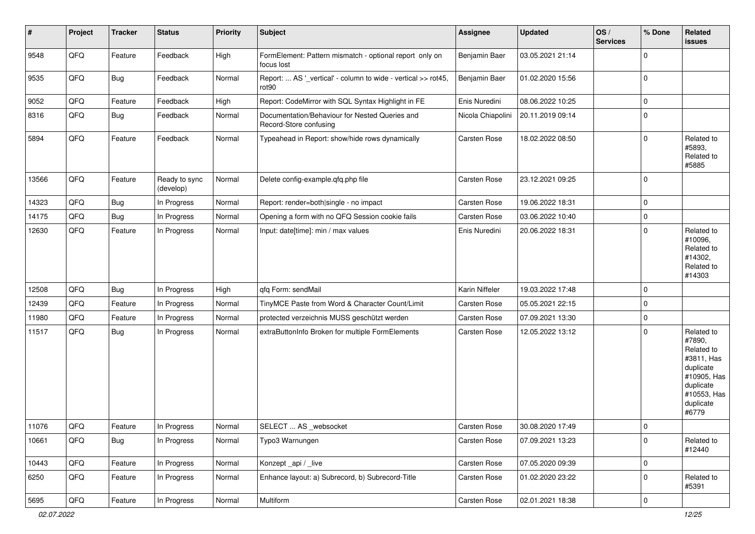| # | Project | Tracker | Status | Priority | Subject | Assignee | Updated | OS / Services | % Done | Related issues |
|---|---|---|---|---|---|---|---|---|---|---|
| 9548 | QFQ | Feature | Feedback | High | FormElement: Pattern mismatch - optional report only on focus lost | Benjamin Baer | 03.05.2021 21:14 | | 0 | |
| 9535 | QFQ | Bug | Feedback | Normal | Report: ... AS '_vertical' - column to wide - vertical >> rot45, rot90 | Benjamin Baer | 01.02.2020 15:56 | | 0 | |
| 9052 | QFQ | Feature | Feedback | High | Report: CodeMirror with SQL Syntax Highlight in FE | Enis Nuredini | 08.06.2022 10:25 | | 0 | |
| 8316 | QFQ | Bug | Feedback | Normal | Documentation/Behaviour for Nested Queries and Record-Store confusing | Nicola Chiapolini | 20.11.2019 09:14 | | 0 | |
| 5894 | QFQ | Feature | Feedback | Normal | Typeahead in Report: show/hide rows dynamically | Carsten Rose | 18.02.2022 08:50 | | 0 | Related to #5893, Related to #5885 |
| 13566 | QFQ | Feature | Ready to sync (develop) | Normal | Delete config-example.qfq.php file | Carsten Rose | 23.12.2021 09:25 | | 0 | |
| 14323 | QFQ | Bug | In Progress | Normal | Report: render=both\|single - no impact | Carsten Rose | 19.06.2022 18:31 | | 0 | |
| 14175 | QFQ | Bug | In Progress | Normal | Opening a form with no QFQ Session cookie fails | Carsten Rose | 03.06.2022 10:40 | | 0 | |
| 12630 | QFQ | Feature | In Progress | Normal | Input: date[time]: min / max values | Enis Nuredini | 20.06.2022 18:31 | | 0 | Related to #10096, Related to #14302, Related to #14303 |
| 12508 | QFQ | Bug | In Progress | High | qfq Form: sendMail | Karin Niffeler | 19.03.2022 17:48 | | 0 | |
| 12439 | QFQ | Feature | In Progress | Normal | TinyMCE Paste from Word & Character Count/Limit | Carsten Rose | 05.05.2021 22:15 | | 0 | |
| 11980 | QFQ | Feature | In Progress | Normal | protected verzeichnis MUSS geschützt werden | Carsten Rose | 07.09.2021 13:30 | | 0 | |
| 11517 | QFQ | Bug | In Progress | Normal | extraButtonInfo Broken for multiple FormElements | Carsten Rose | 12.05.2022 13:12 | | 0 | Related to #7890, Related to #3811, Has duplicate #10905, Has duplicate #10553, Has duplicate #6779 |
| 11076 | QFQ | Feature | In Progress | Normal | SELECT ... AS _websocket | Carsten Rose | 30.08.2020 17:49 | | 0 | |
| 10661 | QFQ | Bug | In Progress | Normal | Typo3 Warnungen | Carsten Rose | 07.09.2021 13:23 | | 0 | Related to #12440 |
| 10443 | QFQ | Feature | In Progress | Normal | Konzept _api / _live | Carsten Rose | 07.05.2020 09:39 | | 0 | |
| 6250 | QFQ | Feature | In Progress | Normal | Enhance layout: a) Subrecord, b) Subrecord-Title | Carsten Rose | 01.02.2020 23:22 | | 0 | Related to #5391 |
| 5695 | QFQ | Feature | In Progress | Normal | Multiform | Carsten Rose | 02.01.2021 18:38 | | 0 | |

*02.07.2022*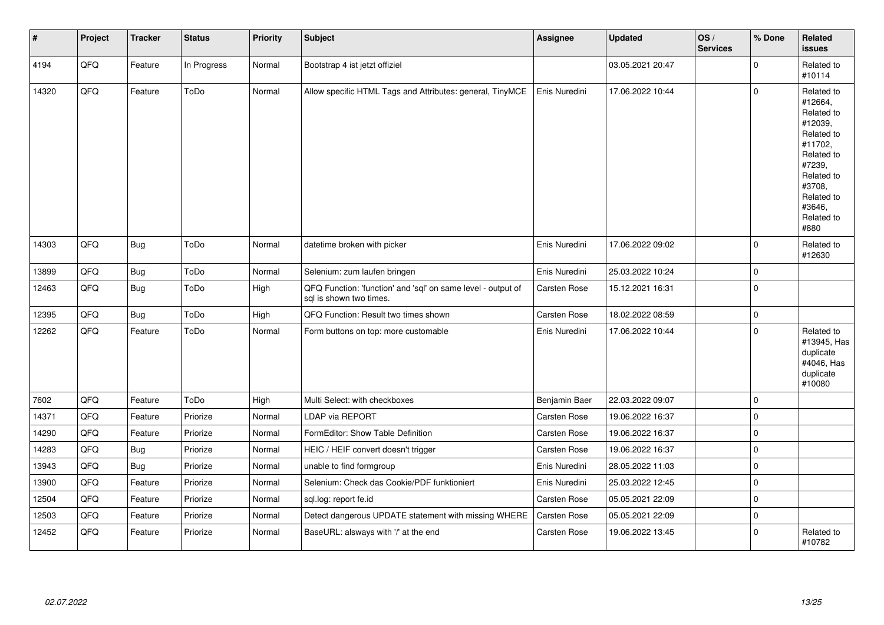| # | Project | Tracker | Status | Priority | Subject | Assignee | Updated | OS / Services | % Done | Related issues |
|---|---|---|---|---|---|---|---|---|---|---|
| 4194 | QFQ | Feature | In Progress | Normal | Bootstrap 4 ist jetzt offiziel | | 03.05.2021 20:47 | | 0 | Related to #10114 |
| 14320 | QFQ | Feature | ToDo | Normal | Allow specific HTML Tags and Attributes: general, TinyMCE | Enis Nuredini | 17.06.2022 10:44 | | 0 | Related to #12664, Related to #12039, Related to #11702, Related to #7239, Related to #3708, Related to #3646, Related to #880 |
| 14303 | QFQ | Bug | ToDo | Normal | datetime broken with picker | Enis Nuredini | 17.06.2022 09:02 | | 0 | Related to #12630 |
| 13899 | QFQ | Bug | ToDo | Normal | Selenium: zum laufen bringen | Enis Nuredini | 25.03.2022 10:24 | | 0 | |
| 12463 | QFQ | Bug | ToDo | High | QFQ Function: 'function' and 'sql' on same level - output of sql is shown two times. | Carsten Rose | 15.12.2021 16:31 | | 0 | |
| 12395 | QFQ | Bug | ToDo | High | QFQ Function: Result two times shown | Carsten Rose | 18.02.2022 08:59 | | 0 | |
| 12262 | QFQ | Feature | ToDo | Normal | Form buttons on top: more customable | Enis Nuredini | 17.06.2022 10:44 | | 0 | Related to #13945, Has duplicate #4046, Has duplicate #10080 |
| 7602 | QFQ | Feature | ToDo | High | Multi Select: with checkboxes | Benjamin Baer | 22.03.2022 09:07 | | 0 | |
| 14371 | QFQ | Feature | Priorize | Normal | LDAP via REPORT | Carsten Rose | 19.06.2022 16:37 | | 0 | |
| 14290 | QFQ | Feature | Priorize | Normal | FormEditor: Show Table Definition | Carsten Rose | 19.06.2022 16:37 | | 0 | |
| 14283 | QFQ | Bug | Priorize | Normal | HEIC / HEIF convert doesn't trigger | Carsten Rose | 19.06.2022 16:37 | | 0 | |
| 13943 | QFQ | Bug | Priorize | Normal | unable to find formgroup | Enis Nuredini | 28.05.2022 11:03 | | 0 | |
| 13900 | QFQ | Feature | Priorize | Normal | Selenium: Check das Cookie/PDF funktioniert | Enis Nuredini | 25.03.2022 12:45 | | 0 | |
| 12504 | QFQ | Feature | Priorize | Normal | sql.log: report fe.id | Carsten Rose | 05.05.2021 22:09 | | 0 | |
| 12503 | QFQ | Feature | Priorize | Normal | Detect dangerous UPDATE statement with missing WHERE | Carsten Rose | 05.05.2021 22:09 | | 0 | |
| 12452 | QFQ | Feature | Priorize | Normal | BaseURL: alsways with '/' at the end | Carsten Rose | 19.06.2022 13:45 | | 0 | Related to #10782 |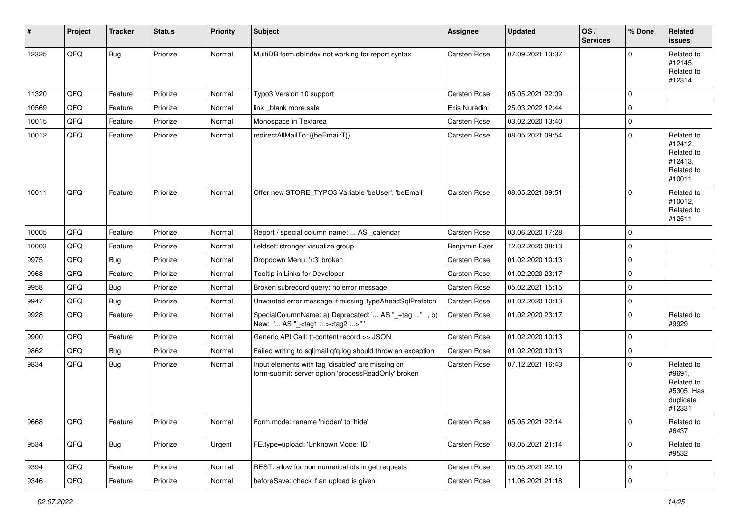| # | Project | Tracker | Status | Priority | Subject | Assignee | Updated | OS / Services | % Done | Related issues |
|---|---|---|---|---|---|---|---|---|---|---|
| 12325 | QFQ | Bug | Priorize | Normal | MultiDB form.dbIndex not working for report syntax | Carsten Rose | 07.09.2021 13:37 | | 0 | Related to #12145, Related to #12314 |
| 11320 | QFQ | Feature | Priorize | Normal | Typo3 Version 10 support | Carsten Rose | 05.05.2021 22:09 | | 0 | |
| 10569 | QFQ | Feature | Priorize | Normal | link _blank more safe | Enis Nuredini | 25.03.2022 12:44 | | 0 | |
| 10015 | QFQ | Feature | Priorize | Normal | Monospace in Textarea | Carsten Rose | 03.02.2020 13:40 | | 0 | |
| 10012 | QFQ | Feature | Priorize | Normal | redirectAllMailTo: {{beEmail:T}} | Carsten Rose | 08.05.2021 09:54 | | 0 | Related to #12412, Related to #12413, Related to #10011 |
| 10011 | QFQ | Feature | Priorize | Normal | Offer new STORE_TYPO3 Variable 'beUser', 'beEmail' | Carsten Rose | 08.05.2021 09:51 | | 0 | Related to #10012, Related to #12511 |
| 10005 | QFQ | Feature | Priorize | Normal | Report / special column name: ... AS _calendar | Carsten Rose | 03.06.2020 17:28 | | 0 | |
| 10003 | QFQ | Feature | Priorize | Normal | fieldset: stronger visualize group | Benjamin Baer | 12.02.2020 08:13 | | 0 | |
| 9975 | QFQ | Bug | Priorize | Normal | Dropdown Menu: 'r:3' broken | Carsten Rose | 01.02.2020 10:13 | | 0 | |
| 9968 | QFQ | Feature | Priorize | Normal | Tooltip in Links for Developer | Carsten Rose | 01.02.2020 23:17 | | 0 | |
| 9958 | QFQ | Bug | Priorize | Normal | Broken subrecord query: no error message | Carsten Rose | 05.02.2021 15:15 | | 0 | |
| 9947 | QFQ | Bug | Priorize | Normal | Unwanted error message if missing 'typeAheadSqlPrefetch' | Carsten Rose | 01.02.2020 10:13 | | 0 | |
| 9928 | QFQ | Feature | Priorize | Normal | SpecialColumnName: a) Deprecated: '... AS "_+tag ..." ', b) New: '... AS "_<tag1 ...><tag2 ...>" ' | Carsten Rose | 01.02.2020 23:17 | | 0 | Related to #9929 |
| 9900 | QFQ | Feature | Priorize | Normal | Generic API Call: tt-content record >> JSON | Carsten Rose | 01.02.2020 10:13 | | 0 | |
| 9862 | QFQ | Bug | Priorize | Normal | Failed writing to sql\|mail\|qfq.log should throw an exception | Carsten Rose | 01.02.2020 10:13 | | 0 | |
| 9834 | QFQ | Bug | Priorize | Normal | Input elements with tag 'disabled' are missing on form-submit: server option 'processReadOnly' broken | Carsten Rose | 07.12.2021 16:43 | | 0 | Related to #9691, Related to #5305, Has duplicate #12331 |
| 9668 | QFQ | Feature | Priorize | Normal | Form.mode: rename 'hidden' to 'hide' | Carsten Rose | 05.05.2021 22:14 | | 0 | Related to #6437 |
| 9534 | QFQ | Bug | Priorize | Urgent | FE.type=upload: 'Unknown Mode: ID" | Carsten Rose | 03.05.2021 21:14 | | 0 | Related to #9532 |
| 9394 | QFQ | Feature | Priorize | Normal | REST: allow for non numerical ids in get requests | Carsten Rose | 05.05.2021 22:10 | | 0 | |
| 9346 | QFQ | Feature | Priorize | Normal | beforeSave: check if an upload is given | Carsten Rose | 11.06.2021 21:18 | | 0 | |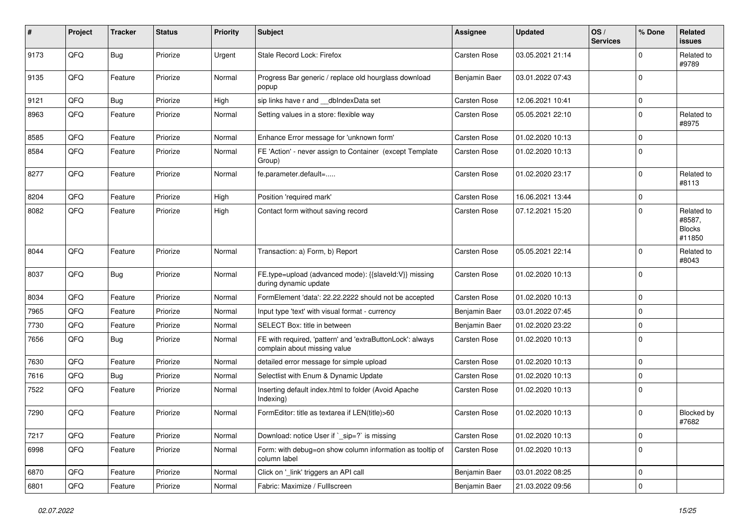| # | Project | Tracker | Status | Priority | Subject | Assignee | Updated | OS / Services | % Done | Related issues |
|---|---|---|---|---|---|---|---|---|---|---|
| 9173 | QFQ | Bug | Priorize | Urgent | Stale Record Lock: Firefox | Carsten Rose | 03.05.2021 21:14 | | 0 | Related to #9789 |
| 9135 | QFQ | Feature | Priorize | Normal | Progress Bar generic / replace old hourglass download popup | Benjamin Baer | 03.01.2022 07:43 | | 0 | |
| 9121 | QFQ | Bug | Priorize | High | sip links have r and __dbIndexData set | Carsten Rose | 12.06.2021 10:41 | | 0 | |
| 8963 | QFQ | Feature | Priorize | Normal | Setting values in a store: flexible way | Carsten Rose | 05.05.2021 22:10 | | 0 | Related to #8975 |
| 8585 | QFQ | Feature | Priorize | Normal | Enhance Error message for 'unknown form' | Carsten Rose | 01.02.2020 10:13 | | 0 | |
| 8584 | QFQ | Feature | Priorize | Normal | FE 'Action' - never assign to Container (except Template Group) | Carsten Rose | 01.02.2020 10:13 | | 0 | |
| 8277 | QFQ | Feature | Priorize | Normal | fe.parameter.default=..... | Carsten Rose | 01.02.2020 23:17 | | 0 | Related to #8113 |
| 8204 | QFQ | Feature | Priorize | High | Position 'required mark' | Carsten Rose | 16.06.2021 13:44 | | 0 | |
| 8082 | QFQ | Feature | Priorize | High | Contact form without saving record | Carsten Rose | 07.12.2021 15:20 | | 0 | Related to #8587, Blocks #11850 |
| 8044 | QFQ | Feature | Priorize | Normal | Transaction: a) Form, b) Report | Carsten Rose | 05.05.2021 22:14 | | 0 | Related to #8043 |
| 8037 | QFQ | Bug | Priorize | Normal | FE.type=upload (advanced mode): {{slaveId:V}} missing during dynamic update | Carsten Rose | 01.02.2020 10:13 | | 0 | |
| 8034 | QFQ | Feature | Priorize | Normal | FormElement 'data': 22.22.2222 should not be accepted | Carsten Rose | 01.02.2020 10:13 | | 0 | |
| 7965 | QFQ | Feature | Priorize | Normal | Input type 'text' with visual format - currency | Benjamin Baer | 03.01.2022 07:45 | | 0 | |
| 7730 | QFQ | Feature | Priorize | Normal | SELECT Box: title in between | Benjamin Baer | 01.02.2020 23:22 | | 0 | |
| 7656 | QFQ | Bug | Priorize | Normal | FE with required, 'pattern' and 'extraButtonLock': always complain about missing value | Carsten Rose | 01.02.2020 10:13 | | 0 | |
| 7630 | QFQ | Feature | Priorize | Normal | detailed error message for simple upload | Carsten Rose | 01.02.2020 10:13 | | 0 | |
| 7616 | QFQ | Bug | Priorize | Normal | Selectlist with Enum & Dynamic Update | Carsten Rose | 01.02.2020 10:13 | | 0 | |
| 7522 | QFQ | Feature | Priorize | Normal | Inserting default index.html to folder (Avoid Apache Indexing) | Carsten Rose | 01.02.2020 10:13 | | 0 | |
| 7290 | QFQ | Feature | Priorize | Normal | FormEditor: title as textarea if LEN(title)>60 | Carsten Rose | 01.02.2020 10:13 | | 0 | Blocked by #7682 |
| 7217 | QFQ | Feature | Priorize | Normal | Download: notice User if `_sip=?` is missing | Carsten Rose | 01.02.2020 10:13 | | 0 | |
| 6998 | QFQ | Feature | Priorize | Normal | Form: with debug=on show column information as tooltip of column label | Carsten Rose | 01.02.2020 10:13 | | 0 | |
| 6870 | QFQ | Feature | Priorize | Normal | Click on '_link' triggers an API call | Benjamin Baer | 03.01.2022 08:25 | | 0 | |
| 6801 | QFQ | Feature | Priorize | Normal | Fabric: Maximize / Fulllscreen | Benjamin Baer | 21.03.2022 09:56 | | 0 | |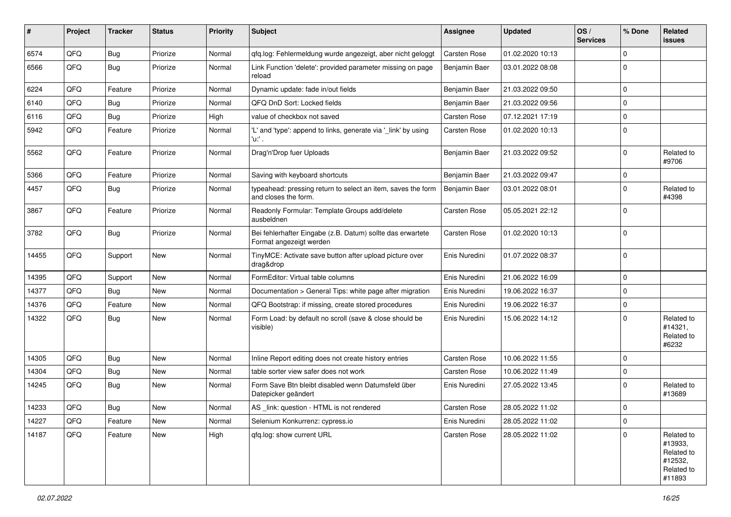| # | Project | Tracker | Status | Priority | Subject | Assignee | Updated | OS / Services | % Done | Related issues |
|---|---|---|---|---|---|---|---|---|---|---|
| 6574 | QFQ | Bug | Priorize | Normal | qfq.log: Fehlermeldung wurde angezeigt, aber nicht geloggt | Carsten Rose | 01.02.2020 10:13 | | 0 | |
| 6566 | QFQ | Bug | Priorize | Normal | Link Function 'delete': provided parameter missing on page reload | Benjamin Baer | 03.01.2022 08:08 | | 0 | |
| 6224 | QFQ | Feature | Priorize | Normal | Dynamic update: fade in/out fields | Benjamin Baer | 21.03.2022 09:50 | | 0 | |
| 6140 | QFQ | Bug | Priorize | Normal | QFQ DnD Sort: Locked fields | Benjamin Baer | 21.03.2022 09:56 | | 0 | |
| 6116 | QFQ | Bug | Priorize | High | value of checkbox not saved | Carsten Rose | 07.12.2021 17:19 | | 0 | |
| 5942 | QFQ | Feature | Priorize | Normal | 'L' and 'type': append to links, generate via '_link' by using 'u:' . | Carsten Rose | 01.02.2020 10:13 | | 0 | |
| 5562 | QFQ | Feature | Priorize | Normal | Drag'n'Drop fuer Uploads | Benjamin Baer | 21.03.2022 09:52 | | 0 | Related to #9706 |
| 5366 | QFQ | Feature | Priorize | Normal | Saving with keyboard shortcuts | Benjamin Baer | 21.03.2022 09:47 | | 0 | |
| 4457 | QFQ | Bug | Priorize | Normal | typeahead: pressing return to select an item, saves the form and closes the form. | Benjamin Baer | 03.01.2022 08:01 | | 0 | Related to #4398 |
| 3867 | QFQ | Feature | Priorize | Normal | Readonly Formular: Template Groups add/delete ausbeldnen | Carsten Rose | 05.05.2021 22:12 | | 0 | |
| 3782 | QFQ | Bug | Priorize | Normal | Bei fehlerhafter Eingabe (z.B. Datum) sollte das erwartete Format angezeigt werden | Carsten Rose | 01.02.2020 10:13 | | 0 | |
| 14455 | QFQ | Support | New | Normal | TinyMCE: Activate save button after upload picture over drag&drop | Enis Nuredini | 01.07.2022 08:37 | | 0 | |
| 14395 | QFQ | Support | New | Normal | FormEditor: Virtual table columns | Enis Nuredini | 21.06.2022 16:09 | | 0 | |
| 14377 | QFQ | Bug | New | Normal | Documentation > General Tips: white page after migration | Enis Nuredini | 19.06.2022 16:37 | | 0 | |
| 14376 | QFQ | Feature | New | Normal | QFQ Bootstrap: if missing, create stored procedures | Enis Nuredini | 19.06.2022 16:37 | | 0 | |
| 14322 | QFQ | Bug | New | Normal | Form Load: by default no scroll (save & close should be visible) | Enis Nuredini | 15.06.2022 14:12 | | 0 | Related to #14321, Related to #6232 |
| 14305 | QFQ | Bug | New | Normal | Inline Report editing does not create history entries | Carsten Rose | 10.06.2022 11:55 | | 0 | |
| 14304 | QFQ | Bug | New | Normal | table sorter view safer does not work | Carsten Rose | 10.06.2022 11:49 | | 0 | |
| 14245 | QFQ | Bug | New | Normal | Form Save Btn bleibt disabled wenn Datumsfeld über Datepicker geändert | Enis Nuredini | 27.05.2022 13:45 | | 0 | Related to #13689 |
| 14233 | QFQ | Bug | New | Normal | AS _link: question - HTML is not rendered | Carsten Rose | 28.05.2022 11:02 | | 0 | |
| 14227 | QFQ | Feature | New | Normal | Selenium Konkurrenz: cypress.io | Enis Nuredini | 28.05.2022 11:02 | | 0 | |
| 14187 | QFQ | Feature | New | High | qfq.log: show current URL | Carsten Rose | 28.05.2022 11:02 | | 0 | Related to #13933, Related to #12532, Related to #11893 |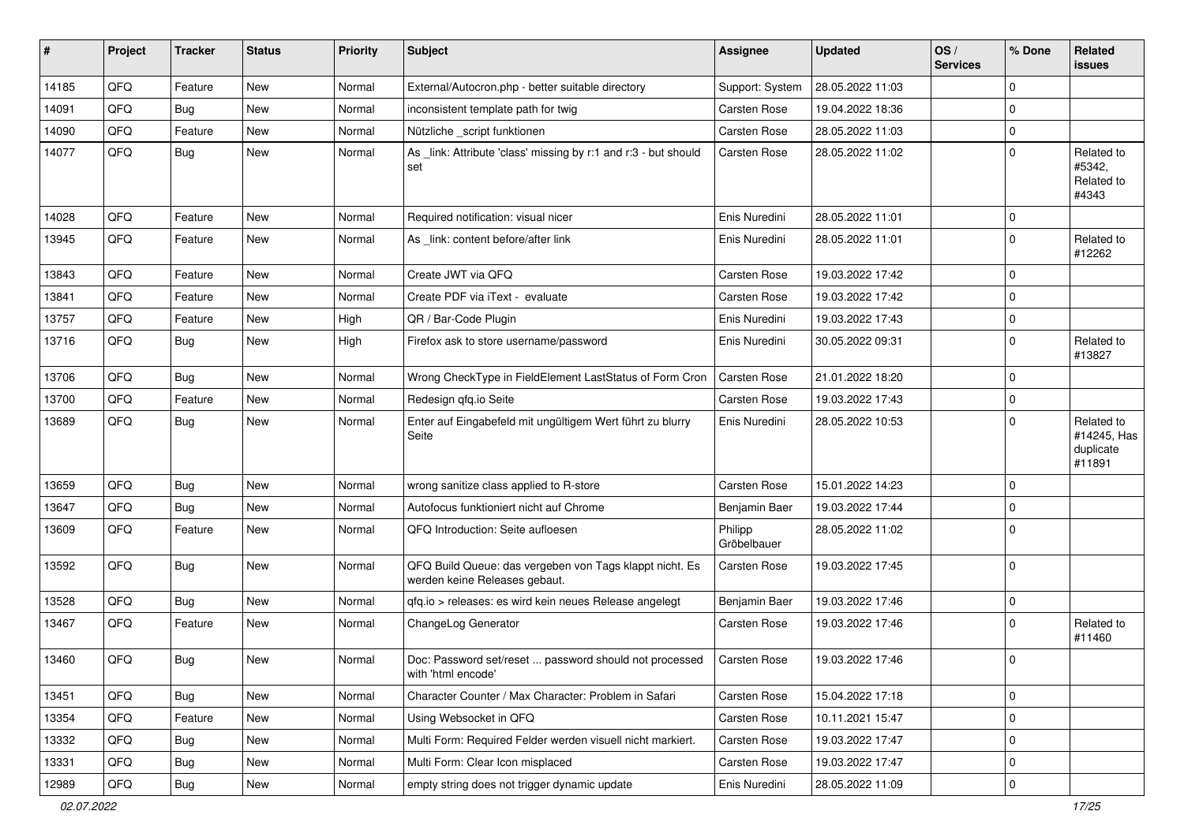| # | Project | Tracker | Status | Priority | Subject | Assignee | Updated | OS / Services | % Done | Related issues |
|---|---|---|---|---|---|---|---|---|---|---|
| 14185 | QFQ | Feature | New | Normal | External/Autocron.php - better suitable directory | Support: System | 28.05.2022 11:03 | | 0 | |
| 14091 | QFQ | Bug | New | Normal | inconsistent template path for twig | Carsten Rose | 19.04.2022 18:36 | | 0 | |
| 14090 | QFQ | Feature | New | Normal | Nützliche _script funktionen | Carsten Rose | 28.05.2022 11:03 | | 0 | |
| 14077 | QFQ | Bug | New | Normal | As _link: Attribute 'class' missing by r:1 and r:3 - but should set | Carsten Rose | 28.05.2022 11:02 | | 0 | Related to #5342, Related to #4343 |
| 14028 | QFQ | Feature | New | Normal | Required notification: visual nicer | Enis Nuredini | 28.05.2022 11:01 | | 0 | |
| 13945 | QFQ | Feature | New | Normal | As _link: content before/after link | Enis Nuredini | 28.05.2022 11:01 | | 0 | Related to #12262 |
| 13843 | QFQ | Feature | New | Normal | Create JWT via QFQ | Carsten Rose | 19.03.2022 17:42 | | 0 | |
| 13841 | QFQ | Feature | New | Normal | Create PDF via iText - evaluate | Carsten Rose | 19.03.2022 17:42 | | 0 | |
| 13757 | QFQ | Feature | New | High | QR / Bar-Code Plugin | Enis Nuredini | 19.03.2022 17:43 | | 0 | |
| 13716 | QFQ | Bug | New | High | Firefox ask to store username/password | Enis Nuredini | 30.05.2022 09:31 | | 0 | Related to #13827 |
| 13706 | QFQ | Bug | New | Normal | Wrong CheckType in FieldElement LastStatus of Form Cron | Carsten Rose | 21.01.2022 18:20 | | 0 | |
| 13700 | QFQ | Feature | New | Normal | Redesign qfq.io Seite | Carsten Rose | 19.03.2022 17:43 | | 0 | |
| 13689 | QFQ | Bug | New | Normal | Enter auf Eingabefeld mit ungültigem Wert führt zu blurry Seite | Enis Nuredini | 28.05.2022 10:53 | | 0 | Related to #14245, Has duplicate #11891 |
| 13659 | QFQ | Bug | New | Normal | wrong sanitize class applied to R-store | Carsten Rose | 15.01.2022 14:23 | | 0 | |
| 13647 | QFQ | Bug | New | Normal | Autofocus funktioniert nicht auf Chrome | Benjamin Baer | 19.03.2022 17:44 | | 0 | |
| 13609 | QFQ | Feature | New | Normal | QFQ Introduction: Seite aufloesen | Philipp Gröbelbauer | 28.05.2022 11:02 | | 0 | |
| 13592 | QFQ | Bug | New | Normal | QFQ Build Queue: das vergeben von Tags klappt nicht. Es werden keine Releases gebaut. | Carsten Rose | 19.03.2022 17:45 | | 0 | |
| 13528 | QFQ | Bug | New | Normal | qfq.io > releases: es wird kein neues Release angelegt | Benjamin Baer | 19.03.2022 17:46 | | 0 | |
| 13467 | QFQ | Feature | New | Normal | ChangeLog Generator | Carsten Rose | 19.03.2022 17:46 | | 0 | Related to #11460 |
| 13460 | QFQ | Bug | New | Normal | Doc: Password set/reset ... password should not processed with 'html encode' | Carsten Rose | 19.03.2022 17:46 | | 0 | |
| 13451 | QFQ | Bug | New | Normal | Character Counter / Max Character: Problem in Safari | Carsten Rose | 15.04.2022 17:18 | | 0 | |
| 13354 | QFQ | Feature | New | Normal | Using Websocket in QFQ | Carsten Rose | 10.11.2021 15:47 | | 0 | |
| 13332 | QFQ | Bug | New | Normal | Multi Form: Required Felder werden visuell nicht markiert. | Carsten Rose | 19.03.2022 17:47 | | 0 | |
| 13331 | QFQ | Bug | New | Normal | Multi Form: Clear Icon misplaced | Carsten Rose | 19.03.2022 17:47 | | 0 | |
| 12989 | QFQ | Bug | New | Normal | empty string does not trigger dynamic update | Enis Nuredini | 28.05.2022 11:09 | | 0 | |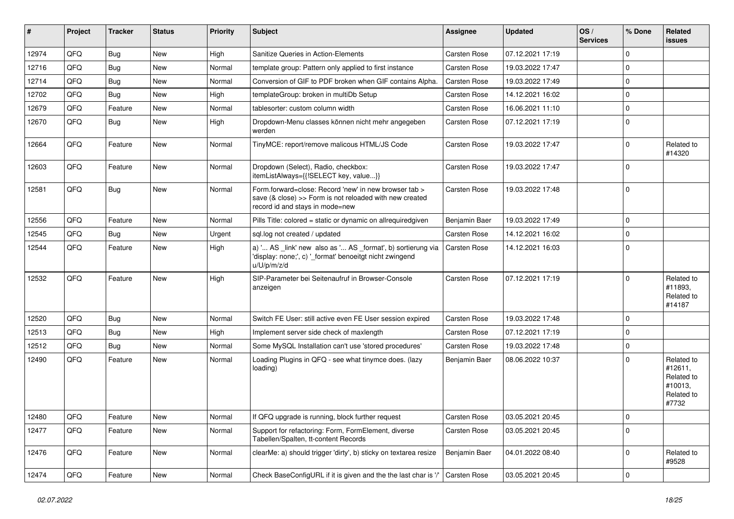| # | Project | Tracker | Status | Priority | Subject | Assignee | Updated | OS / Services | % Done | Related issues |
|---|---|---|---|---|---|---|---|---|---|---|
| 12974 | QFQ | Bug | New | High | Sanitize Queries in Action-Elements | Carsten Rose | 07.12.2021 17:19 | | 0 | |
| 12716 | QFQ | Bug | New | Normal | template group: Pattern only applied to first instance | Carsten Rose | 19.03.2022 17:47 | | 0 | |
| 12714 | QFQ | Bug | New | Normal | Conversion of GIF to PDF broken when GIF contains Alpha. | Carsten Rose | 19.03.2022 17:49 | | 0 | |
| 12702 | QFQ | Bug | New | High | templateGroup: broken in multiDb Setup | Carsten Rose | 14.12.2021 16:02 | | 0 | |
| 12679 | QFQ | Feature | New | Normal | tablesorter: custom column width | Carsten Rose | 16.06.2021 11:10 | | 0 | |
| 12670 | QFQ | Bug | New | High | Dropdown-Menu classes können nicht mehr angegeben werden | Carsten Rose | 07.12.2021 17:19 | | 0 | |
| 12664 | QFQ | Feature | New | Normal | TinyMCE: report/remove malicous HTML/JS Code | Carsten Rose | 19.03.2022 17:47 | | 0 | Related to #14320 |
| 12603 | QFQ | Feature | New | Normal | Dropdown (Select), Radio, checkbox: itemListAlways={{!SELECT key, value...}} | Carsten Rose | 19.03.2022 17:47 | | 0 | |
| 12581 | QFQ | Bug | New | Normal | Form.forward=close: Record 'new' in new browser tab > save (& close) >> Form is not reloaded with new created record id and stays in mode=new | Carsten Rose | 19.03.2022 17:48 | | 0 | |
| 12556 | QFQ | Feature | New | Normal | Pills Title: colored = static or dynamic on allrequiredgiven | Benjamin Baer | 19.03.2022 17:49 | | 0 | |
| 12545 | QFQ | Bug | New | Urgent | sql.log not created / updated | Carsten Rose | 14.12.2021 16:02 | | 0 | |
| 12544 | QFQ | Feature | New | High | a) '... AS _link' new also as '... AS _format', b) sortierung via 'display: none;', c) '_format' benoeitgt nicht zwingend u/U/p/m/z/d | Carsten Rose | 14.12.2021 16:03 | | 0 | |
| 12532 | QFQ | Feature | New | High | SIP-Parameter bei Seitenaufruf in Browser-Console anzeigen | Carsten Rose | 07.12.2021 17:19 | | 0 | Related to #11893, Related to #14187 |
| 12520 | QFQ | Bug | New | Normal | Switch FE User: still active even FE User session expired | Carsten Rose | 19.03.2022 17:48 | | 0 | |
| 12513 | QFQ | Bug | New | High | Implement server side check of maxlength | Carsten Rose | 07.12.2021 17:19 | | 0 | |
| 12512 | QFQ | Bug | New | Normal | Some MySQL Installation can't use 'stored procedures' | Carsten Rose | 19.03.2022 17:48 | | 0 | |
| 12490 | QFQ | Feature | New | Normal | Loading Plugins in QFQ - see what tinymce does. (lazy loading) | Benjamin Baer | 08.06.2022 10:37 | | 0 | Related to #12611, Related to #10013, Related to #7732 |
| 12480 | QFQ | Feature | New | Normal | If QFQ upgrade is running, block further request | Carsten Rose | 03.05.2021 20:45 | | 0 | |
| 12477 | QFQ | Feature | New | Normal | Support for refactoring: Form, FormElement, diverse Tabellen/Spalten, tt-content Records | Carsten Rose | 03.05.2021 20:45 | | 0 | |
| 12476 | QFQ | Feature | New | Normal | clearMe: a) should trigger 'dirty', b) sticky on textarea resize | Benjamin Baer | 04.01.2022 08:40 | | 0 | Related to #9528 |
| 12474 | QFQ | Feature | New | Normal | Check BaseConfigURL if it is given and the the last char is '/' | Carsten Rose | 03.05.2021 20:45 | | 0 | |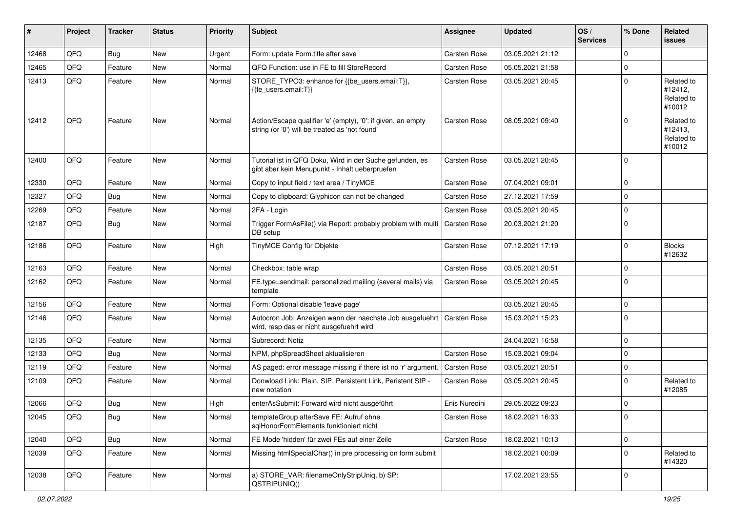| # | Project | Tracker | Status | Priority | Subject | Assignee | Updated | OS / Services | % Done | Related issues |
|---|---|---|---|---|---|---|---|---|---|---|
| 12468 | QFQ | Bug | New | Urgent | Form: update Form.title after save | Carsten Rose | 03.05.2021 21:12 | | 0 | |
| 12465 | QFQ | Feature | New | Normal | QFQ Function: use in FE to fill StoreRecord | Carsten Rose | 05.05.2021 21:58 | | 0 | |
| 12413 | QFQ | Feature | New | Normal | STORE_TYPO3: enhance for {{be_users.email:T}}, {{fe_users.email:T}} | Carsten Rose | 03.05.2021 20:45 | | 0 | Related to #12412, Related to #10012 |
| 12412 | QFQ | Feature | New | Normal | Action/Escape qualifier 'e' (empty), '0': if given, an empty string (or '0') will be treated as 'not found' | Carsten Rose | 08.05.2021 09:40 | | 0 | Related to #12413, Related to #10012 |
| 12400 | QFQ | Feature | New | Normal | Tutorial ist in QFQ Doku, Wird in der Suche gefunden, es gibt aber kein Menupunkt - Inhalt ueberpruefen | Carsten Rose | 03.05.2021 20:45 | | 0 | |
| 12330 | QFQ | Feature | New | Normal | Copy to input field / text area / TinyMCE | Carsten Rose | 07.04.2021 09:01 | | 0 | |
| 12327 | QFQ | Bug | New | Normal | Copy to clipboard: Glyphicon can not be changed | Carsten Rose | 27.12.2021 17:59 | | 0 | |
| 12269 | QFQ | Feature | New | Normal | 2FA - Login | Carsten Rose | 03.05.2021 20:45 | | 0 | |
| 12187 | QFQ | Bug | New | Normal | Trigger FormAsFile() via Report: probably problem with multi DB setup | Carsten Rose | 20.03.2021 21:20 | | 0 | |
| 12186 | QFQ | Feature | New | High | TinyMCE Config für Objekte | Carsten Rose | 07.12.2021 17:19 | | 0 | Blocks #12632 |
| 12163 | QFQ | Feature | New | Normal | Checkbox: table wrap | Carsten Rose | 03.05.2021 20:51 | | 0 | |
| 12162 | QFQ | Feature | New | Normal | FE.type=sendmail: personalized mailing (several mails) via template | Carsten Rose | 03.05.2021 20:45 | | 0 | |
| 12156 | QFQ | Feature | New | Normal | Form: Optional disable 'leave page' | | 03.05.2021 20:45 | | 0 | |
| 12146 | QFQ | Feature | New | Normal | Autocron Job: Anzeigen wann der naechste Job ausgefuehrt wird, resp das er nicht ausgefuehrt wird | Carsten Rose | 15.03.2021 15:23 | | 0 | |
| 12135 | QFQ | Feature | New | Normal | Subrecord: Notiz | | 24.04.2021 16:58 | | 0 | |
| 12133 | QFQ | Bug | New | Normal | NPM, phpSpreadSheet aktualisieren | Carsten Rose | 15.03.2021 09:04 | | 0 | |
| 12119 | QFQ | Feature | New | Normal | AS paged: error message missing if there ist no 'r' argument. | Carsten Rose | 03.05.2021 20:51 | | 0 | |
| 12109 | QFQ | Feature | New | Normal | Donwload Link: Plain, SIP, Persistent Link, Peristent SIP - new notation | Carsten Rose | 03.05.2021 20:45 | | 0 | Related to #12085 |
| 12066 | QFQ | Bug | New | High | enterAsSubmit: Forward wird nicht ausgeführt | Enis Nuredini | 29.05.2022 09:23 | | 0 | |
| 12045 | QFQ | Bug | New | Normal | templateGroup afterSave FE: Aufruf ohne sqlHonorFormElements funktioniert nicht | Carsten Rose | 18.02.2021 16:33 | | 0 | |
| 12040 | QFQ | Bug | New | Normal | FE Mode 'hidden' für zwei FEs auf einer Zeile | Carsten Rose | 18.02.2021 10:13 | | 0 | |
| 12039 | QFQ | Feature | New | Normal | Missing htmlSpecialChar() in pre processing on form submit | | 18.02.2021 00:09 | | 0 | Related to #14320 |
| 12038 | QFQ | Feature | New | Normal | a) STORE_VAR: filenameOnlyStripUniq, b) SP: QSTRIPUNIQ() | | 17.02.2021 23:55 | | 0 | |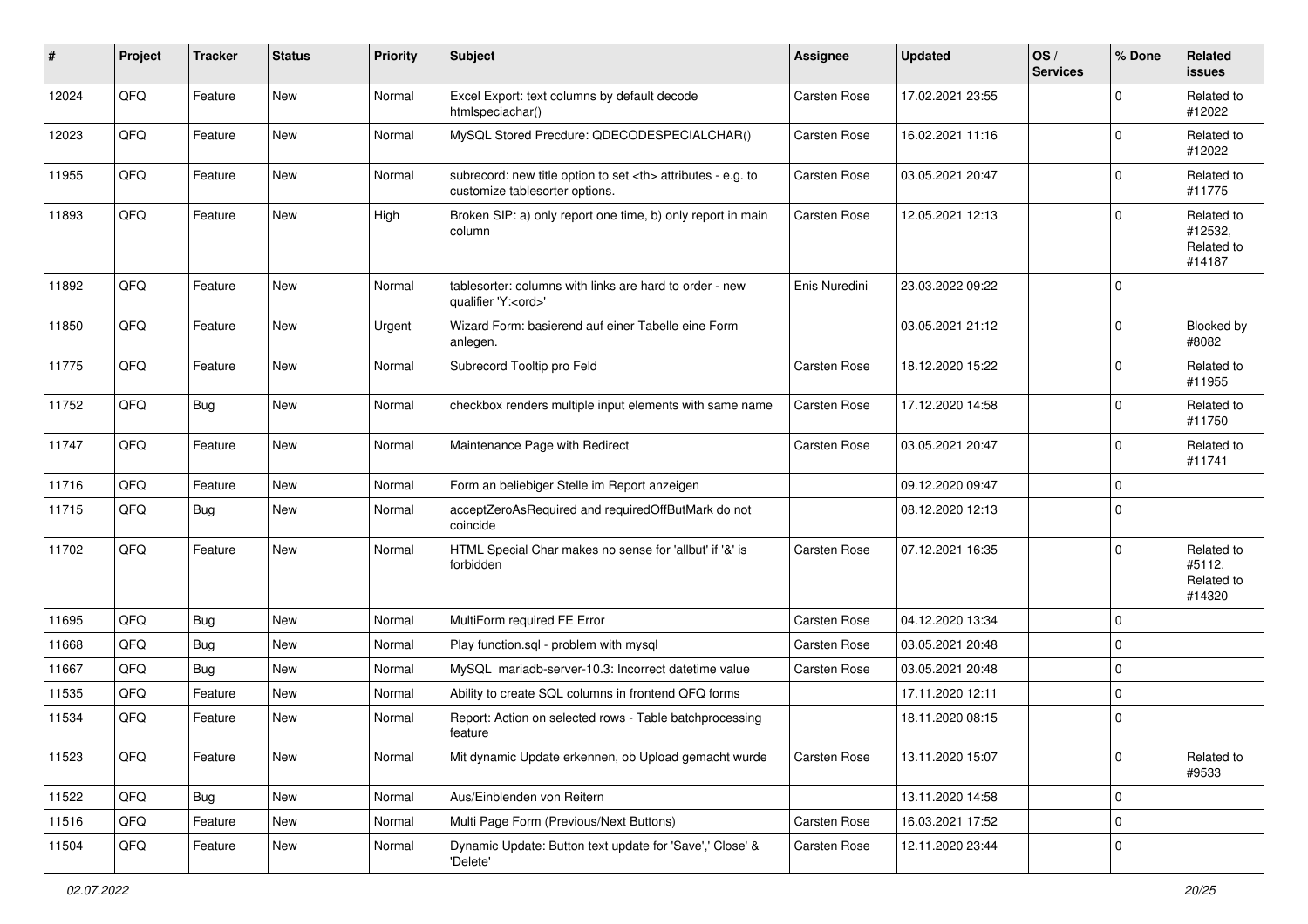| # | Project | Tracker | Status | Priority | Subject | Assignee | Updated | OS / Services | % Done | Related issues |
|---|---|---|---|---|---|---|---|---|---|---|
| 12024 | QFQ | Feature | New | Normal | Excel Export: text columns by default decode htmlspeciachar() | Carsten Rose | 17.02.2021 23:55 | | 0 | Related to #12022 |
| 12023 | QFQ | Feature | New | Normal | MySQL Stored Precdure: QDECODESPECIALCHAR() | Carsten Rose | 16.02.2021 11:16 | | 0 | Related to #12022 |
| 11955 | QFQ | Feature | New | Normal | subrecord: new title option to set <th> attributes - e.g. to customize tablesorter options. | Carsten Rose | 03.05.2021 20:47 | | 0 | Related to #11775 |
| 11893 | QFQ | Feature | New | High | Broken SIP: a) only report one time, b) only report in main column | Carsten Rose | 12.05.2021 12:13 | | 0 | Related to #12532, Related to #14187 |
| 11892 | QFQ | Feature | New | Normal | tablesorter: columns with links are hard to order - new qualifier 'Y:<ord>' | Enis Nuredini | 23.03.2022 09:22 | | 0 | |
| 11850 | QFQ | Feature | New | Urgent | Wizard Form: basierend auf einer Tabelle eine Form anlegen. | | 03.05.2021 21:12 | | 0 | Blocked by #8082 |
| 11775 | QFQ | Feature | New | Normal | Subrecord Tooltip pro Feld | Carsten Rose | 18.12.2020 15:22 | | 0 | Related to #11955 |
| 11752 | QFQ | Bug | New | Normal | checkbox renders multiple input elements with same name | Carsten Rose | 17.12.2020 14:58 | | 0 | Related to #11750 |
| 11747 | QFQ | Feature | New | Normal | Maintenance Page with Redirect | Carsten Rose | 03.05.2021 20:47 | | 0 | Related to #11741 |
| 11716 | QFQ | Feature | New | Normal | Form an beliebiger Stelle im Report anzeigen | | 09.12.2020 09:47 | | 0 | |
| 11715 | QFQ | Bug | New | Normal | acceptZeroAsRequired and requiredOffButMark do not coincide | | 08.12.2020 12:13 | | 0 | |
| 11702 | QFQ | Feature | New | Normal | HTML Special Char makes no sense for 'allbut' if '&' is forbidden | Carsten Rose | 07.12.2021 16:35 | | 0 | Related to #5112, Related to #14320 |
| 11695 | QFQ | Bug | New | Normal | MultiForm required FE Error | Carsten Rose | 04.12.2020 13:34 | | 0 | |
| 11668 | QFQ | Bug | New | Normal | Play function.sql - problem with mysql | Carsten Rose | 03.05.2021 20:48 | | 0 | |
| 11667 | QFQ | Bug | New | Normal | MySQL mariadb-server-10.3: Incorrect datetime value | Carsten Rose | 03.05.2021 20:48 | | 0 | |
| 11535 | QFQ | Feature | New | Normal | Ability to create SQL columns in frontend QFQ forms | | 17.11.2020 12:11 | | 0 | |
| 11534 | QFQ | Feature | New | Normal | Report: Action on selected rows - Table batchprocessing feature | | 18.11.2020 08:15 | | 0 | |
| 11523 | QFQ | Feature | New | Normal | Mit dynamic Update erkennen, ob Upload gemacht wurde | Carsten Rose | 13.11.2020 15:07 | | 0 | Related to #9533 |
| 11522 | QFQ | Bug | New | Normal | Aus/Einblenden von Reitern | | 13.11.2020 14:58 | | 0 | |
| 11516 | QFQ | Feature | New | Normal | Multi Page Form (Previous/Next Buttons) | Carsten Rose | 16.03.2021 17:52 | | 0 | |
| 11504 | QFQ | Feature | New | Normal | Dynamic Update: Button text update for 'Save',' Close' & 'Delete' | Carsten Rose | 12.11.2020 23:44 | | 0 | |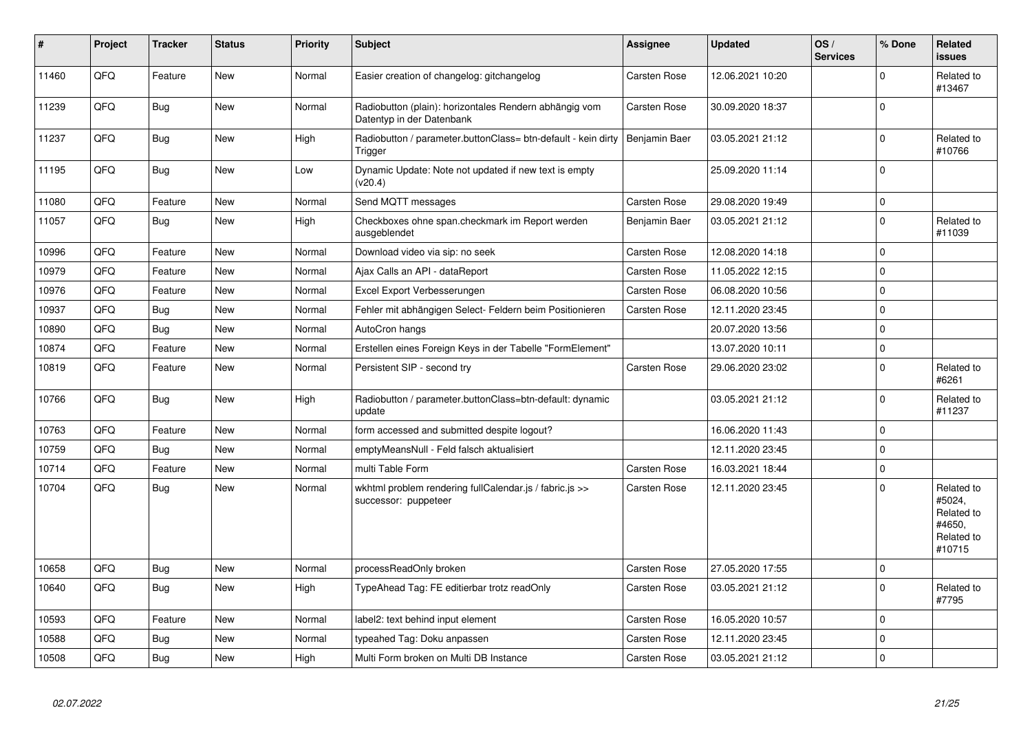| # | Project | Tracker | Status | Priority | Subject | Assignee | Updated | OS / Services | % Done | Related issues |
|---|---|---|---|---|---|---|---|---|---|---|
| 11460 | QFQ | Feature | New | Normal | Easier creation of changelog: gitchangelog | Carsten Rose | 12.06.2021 10:20 | | 0 | Related to #13467 |
| 11239 | QFQ | Bug | New | Normal | Radiobutton (plain): horizontales Rendern abhängig vom Datentyp in der Datenbank | Carsten Rose | 30.09.2020 18:37 | | 0 | |
| 11237 | QFQ | Bug | New | High | Radiobutton / parameter.buttonClass= btn-default - kein dirty Trigger | Benjamin Baer | 03.05.2021 21:12 | | 0 | Related to #10766 |
| 11195 | QFQ | Bug | New | Low | Dynamic Update: Note not updated if new text is empty (v20.4) | | 25.09.2020 11:14 | | 0 | |
| 11080 | QFQ | Feature | New | Normal | Send MQTT messages | Carsten Rose | 29.08.2020 19:49 | | 0 | |
| 11057 | QFQ | Bug | New | High | Checkboxes ohne span.checkmark im Report werden ausgeblendet | Benjamin Baer | 03.05.2021 21:12 | | 0 | Related to #11039 |
| 10996 | QFQ | Feature | New | Normal | Download video via sip: no seek | Carsten Rose | 12.08.2020 14:18 | | 0 | |
| 10979 | QFQ | Feature | New | Normal | Ajax Calls an API - dataReport | Carsten Rose | 11.05.2022 12:15 | | 0 | |
| 10976 | QFQ | Feature | New | Normal | Excel Export Verbesserungen | Carsten Rose | 06.08.2020 10:56 | | 0 | |
| 10937 | QFQ | Bug | New | Normal | Fehler mit abhängigen Select- Feldern beim Positionieren | Carsten Rose | 12.11.2020 23:45 | | 0 | |
| 10890 | QFQ | Bug | New | Normal | AutoCron hangs | | 20.07.2020 13:56 | | 0 | |
| 10874 | QFQ | Feature | New | Normal | Erstellen eines Foreign Keys in der Tabelle "FormElement" | | 13.07.2020 10:11 | | 0 | |
| 10819 | QFQ | Feature | New | Normal | Persistent SIP - second try | Carsten Rose | 29.06.2020 23:02 | | 0 | Related to #6261 |
| 10766 | QFQ | Bug | New | High | Radiobutton / parameter.buttonClass=btn-default: dynamic update | | 03.05.2021 21:12 | | 0 | Related to #11237 |
| 10763 | QFQ | Feature | New | Normal | form accessed and submitted despite logout? | | 16.06.2020 11:43 | | 0 | |
| 10759 | QFQ | Bug | New | Normal | emptyMeansNull - Feld falsch aktualisiert | | 12.11.2020 23:45 | | 0 | |
| 10714 | QFQ | Feature | New | Normal | multi Table Form | Carsten Rose | 16.03.2021 18:44 | | 0 | |
| 10704 | QFQ | Bug | New | Normal | wkhtml problem rendering fullCalendar.js / fabric.js >> successor: puppeteer | Carsten Rose | 12.11.2020 23:45 | | 0 | Related to #5024, Related to #4650, Related to #10715 |
| 10658 | QFQ | Bug | New | Normal | processReadOnly broken | Carsten Rose | 27.05.2020 17:55 | | 0 | |
| 10640 | QFQ | Bug | New | High | TypeAhead Tag: FE editierbar trotz readOnly | Carsten Rose | 03.05.2021 21:12 | | 0 | Related to #7795 |
| 10593 | QFQ | Feature | New | Normal | label2: text behind input element | Carsten Rose | 16.05.2020 10:57 | | 0 | |
| 10588 | QFQ | Bug | New | Normal | typeahed Tag: Doku anpassen | Carsten Rose | 12.11.2020 23:45 | | 0 | |
| 10508 | QFQ | Bug | New | High | Multi Form broken on Multi DB Instance | Carsten Rose | 03.05.2021 21:12 | | 0 | |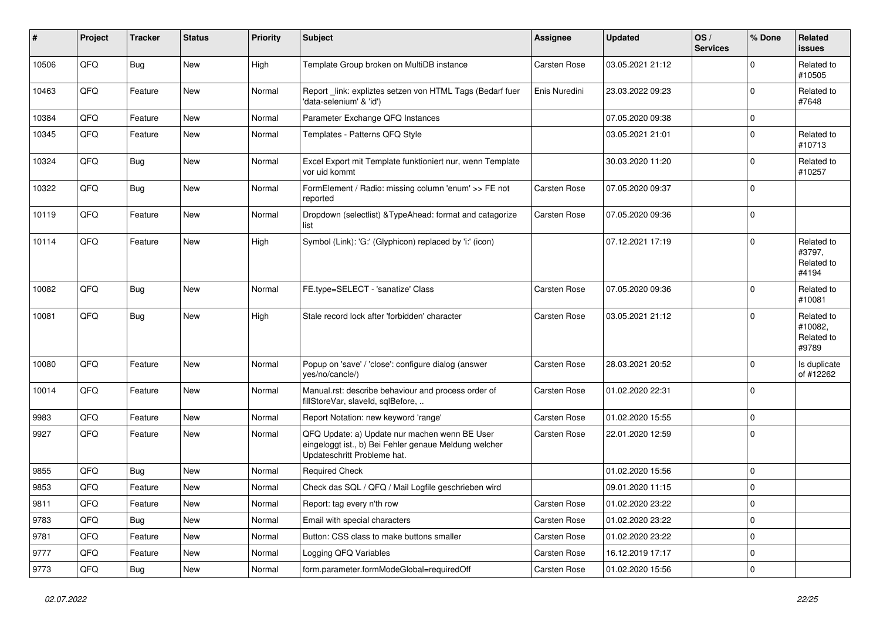| # | Project | Tracker | Status | Priority | Subject | Assignee | Updated | OS / Services | % Done | Related issues |
|---|---|---|---|---|---|---|---|---|---|---|
| 10506 | QFQ | Bug | New | High | Template Group broken on MultiDB instance | Carsten Rose | 03.05.2021 21:12 | | 0 | Related to #10505 |
| 10463 | QFQ | Feature | New | Normal | Report _link: expliztes setzen von HTML Tags (Bedarf fuer 'data-selenium' & 'id') | Enis Nuredini | 23.03.2022 09:23 | | 0 | Related to #7648 |
| 10384 | QFQ | Feature | New | Normal | Parameter Exchange QFQ Instances | | 07.05.2020 09:38 | | 0 | |
| 10345 | QFQ | Feature | New | Normal | Templates - Patterns QFQ Style | | 03.05.2021 21:01 | | 0 | Related to #10713 |
| 10324 | QFQ | Bug | New | Normal | Excel Export mit Template funktioniert nur, wenn Template vor uid kommt | | 30.03.2020 11:20 | | 0 | Related to #10257 |
| 10322 | QFQ | Bug | New | Normal | FormElement / Radio: missing column 'enum' >> FE not reported | Carsten Rose | 07.05.2020 09:37 | | 0 | |
| 10119 | QFQ | Feature | New | Normal | Dropdown (selectlist) &TypeAhead: format and catagorize list | Carsten Rose | 07.05.2020 09:36 | | 0 | |
| 10114 | QFQ | Feature | New | High | Symbol (Link): 'G:' (Glyphicon) replaced by 'i:' (icon) | | 07.12.2021 17:19 | | 0 | Related to #3797, Related to #4194 |
| 10082 | QFQ | Bug | New | Normal | FE.type=SELECT - 'sanatize' Class | Carsten Rose | 07.05.2020 09:36 | | 0 | Related to #10081 |
| 10081 | QFQ | Bug | New | High | Stale record lock after 'forbidden' character | Carsten Rose | 03.05.2021 21:12 | | 0 | Related to #10082, Related to #9789 |
| 10080 | QFQ | Feature | New | Normal | Popup on 'save' / 'close': configure dialog (answer yes/no/cancle/) | Carsten Rose | 28.03.2021 20:52 | | 0 | Is duplicate of #12262 |
| 10014 | QFQ | Feature | New | Normal | Manual.rst: describe behaviour and process order of fillStoreVar, slaveId, sqlBefore, .. | Carsten Rose | 01.02.2020 22:31 | | 0 | |
| 9983 | QFQ | Feature | New | Normal | Report Notation: new keyword 'range' | Carsten Rose | 01.02.2020 15:55 | | 0 | |
| 9927 | QFQ | Feature | New | Normal | QFQ Update: a) Update nur machen wenn BE User eingeloggt ist., b) Bei Fehler genaue Meldung welcher Updateschritt Probleme hat. | Carsten Rose | 22.01.2020 12:59 | | 0 | |
| 9855 | QFQ | Bug | New | Normal | Required Check | | 01.02.2020 15:56 | | 0 | |
| 9853 | QFQ | Feature | New | Normal | Check das SQL / QFQ / Mail Logfile geschrieben wird | | 09.01.2020 11:15 | | 0 | |
| 9811 | QFQ | Feature | New | Normal | Report: tag every n'th row | Carsten Rose | 01.02.2020 23:22 | | 0 | |
| 9783 | QFQ | Bug | New | Normal | Email with special characters | Carsten Rose | 01.02.2020 23:22 | | 0 | |
| 9781 | QFQ | Feature | New | Normal | Button: CSS class to make buttons smaller | Carsten Rose | 01.02.2020 23:22 | | 0 | |
| 9777 | QFQ | Feature | New | Normal | Logging QFQ Variables | Carsten Rose | 16.12.2019 17:17 | | 0 | |
| 9773 | QFQ | Bug | New | Normal | form.parameter.formModeGlobal=requiredOff | Carsten Rose | 01.02.2020 15:56 | | 0 | |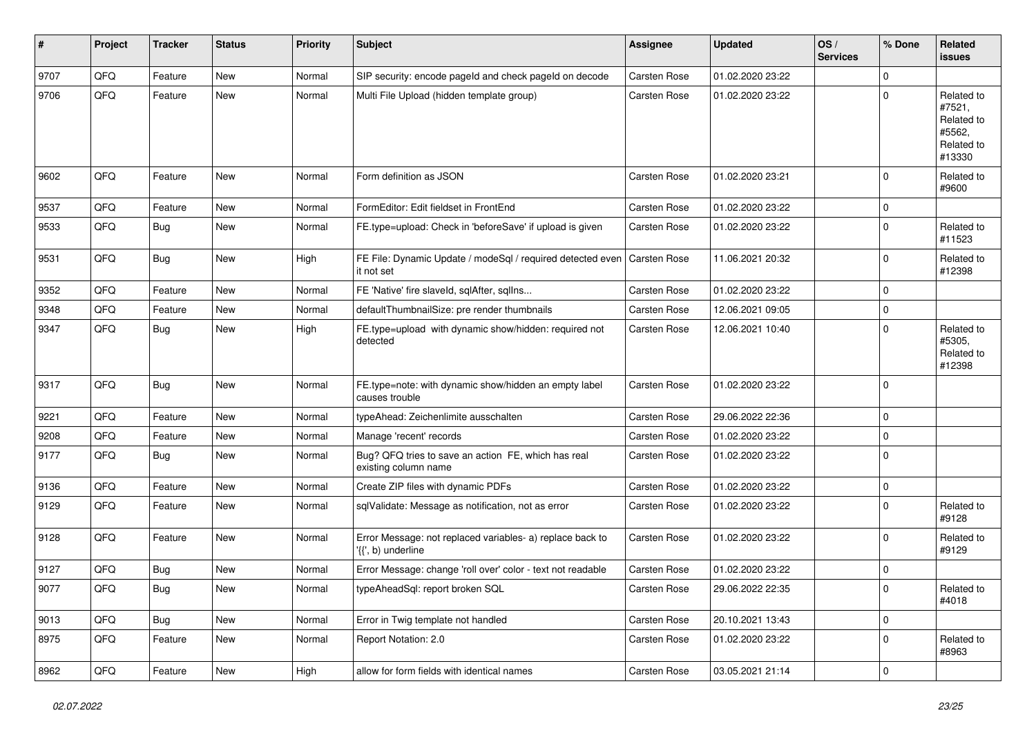| # | Project | Tracker | Status | Priority | Subject | Assignee | Updated | OS / Services | % Done | Related issues |
|---|---|---|---|---|---|---|---|---|---|---|
| 9707 | QFQ | Feature | New | Normal | SIP security: encode pageId and check pageId on decode | Carsten Rose | 01.02.2020 23:22 | | 0 | |
| 9706 | QFQ | Feature | New | Normal | Multi File Upload (hidden template group) | Carsten Rose | 01.02.2020 23:22 | | 0 | Related to #7521, Related to #5562, Related to #13330 |
| 9602 | QFQ | Feature | New | Normal | Form definition as JSON | Carsten Rose | 01.02.2020 23:21 | | 0 | Related to #9600 |
| 9537 | QFQ | Feature | New | Normal | FormEditor: Edit fieldset in FrontEnd | Carsten Rose | 01.02.2020 23:22 | | 0 | |
| 9533 | QFQ | Bug | New | Normal | FE.type=upload: Check in 'beforeSave' if upload is given | Carsten Rose | 01.02.2020 23:22 | | 0 | Related to #11523 |
| 9531 | QFQ | Bug | New | High | FE File: Dynamic Update / modeSql / required detected even it not set | Carsten Rose | 11.06.2021 20:32 | | 0 | Related to #12398 |
| 9352 | QFQ | Feature | New | Normal | FE 'Native' fire slaveId, sqlAfter, sqlIns... | Carsten Rose | 01.02.2020 23:22 | | 0 | |
| 9348 | QFQ | Feature | New | Normal | defaultThumbnailSize: pre render thumbnails | Carsten Rose | 12.06.2021 09:05 | | 0 | |
| 9347 | QFQ | Bug | New | High | FE.type=upload with dynamic show/hidden: required not detected | Carsten Rose | 12.06.2021 10:40 | | 0 | Related to #5305, Related to #12398 |
| 9317 | QFQ | Bug | New | Normal | FE.type=note: with dynamic show/hidden an empty label causes trouble | Carsten Rose | 01.02.2020 23:22 | | 0 | |
| 9221 | QFQ | Feature | New | Normal | typeAhead: Zeichenlimite ausschalten | Carsten Rose | 29.06.2022 22:36 | | 0 | |
| 9208 | QFQ | Feature | New | Normal | Manage 'recent' records | Carsten Rose | 01.02.2020 23:22 | | 0 | |
| 9177 | QFQ | Bug | New | Normal | Bug? QFQ tries to save an action FE, which has real existing column name | Carsten Rose | 01.02.2020 23:22 | | 0 | |
| 9136 | QFQ | Feature | New | Normal | Create ZIP files with dynamic PDFs | Carsten Rose | 01.02.2020 23:22 | | 0 | |
| 9129 | QFQ | Feature | New | Normal | sqlValidate: Message as notification, not as error | Carsten Rose | 01.02.2020 23:22 | | 0 | Related to #9128 |
| 9128 | QFQ | Feature | New | Normal | Error Message: not replaced variables- a) replace back to '{{', b) underline | Carsten Rose | 01.02.2020 23:22 | | 0 | Related to #9129 |
| 9127 | QFQ | Bug | New | Normal | Error Message: change 'roll over' color - text not readable | Carsten Rose | 01.02.2020 23:22 | | 0 | |
| 9077 | QFQ | Bug | New | Normal | typeAheadSql: report broken SQL | Carsten Rose | 29.06.2022 22:35 | | 0 | Related to #4018 |
| 9013 | QFQ | Bug | New | Normal | Error in Twig template not handled | Carsten Rose | 20.10.2021 13:43 | | 0 | |
| 8975 | QFQ | Feature | New | Normal | Report Notation: 2.0 | Carsten Rose | 01.02.2020 23:22 | | 0 | Related to #8963 |
| 8962 | QFQ | Feature | New | High | allow for form fields with identical names | Carsten Rose | 03.05.2021 21:14 | | 0 | |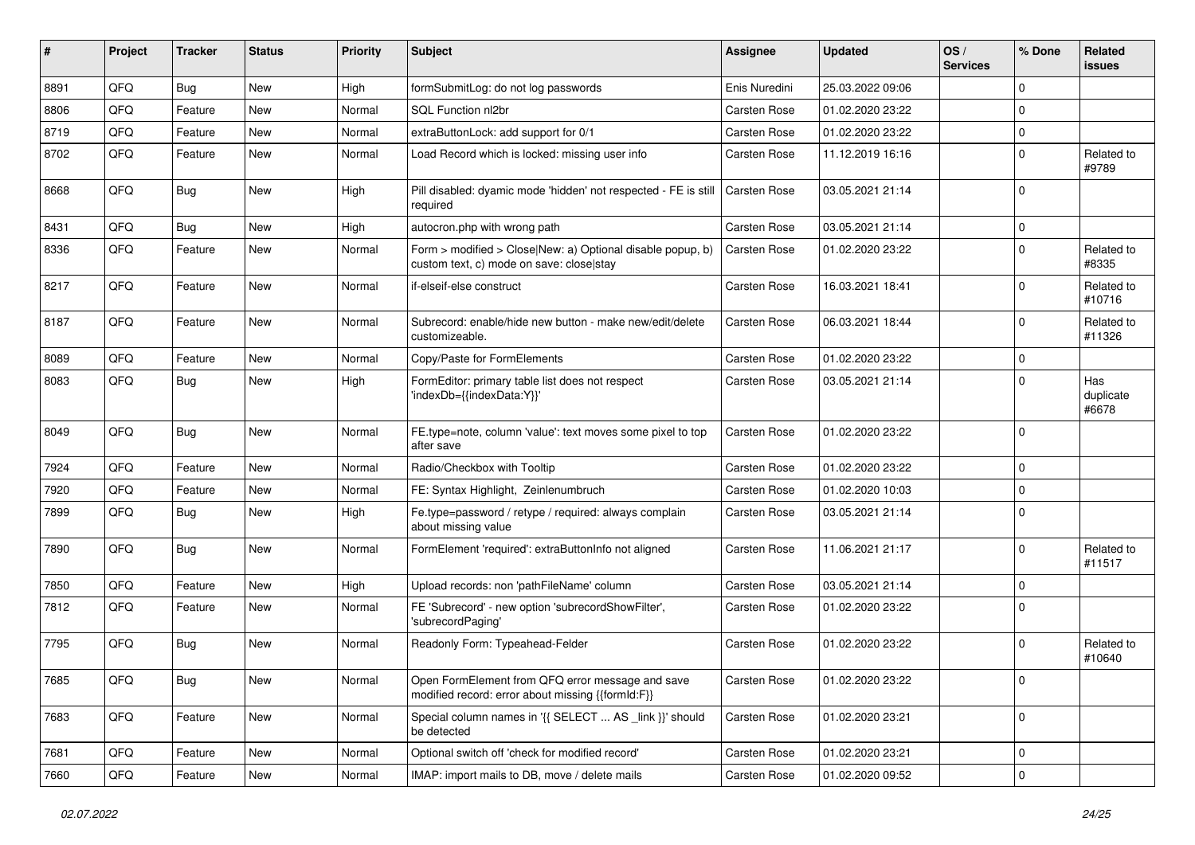| # | Project | Tracker | Status | Priority | Subject | Assignee | Updated | OS / Services | % Done | Related issues |
|---|---|---|---|---|---|---|---|---|---|---|
| 8891 | QFQ | Bug | New | High | formSubmitLog: do not log passwords | Enis Nuredini | 25.03.2022 09:06 | | 0 | |
| 8806 | QFQ | Feature | New | Normal | SQL Function nl2br | Carsten Rose | 01.02.2020 23:22 | | 0 | |
| 8719 | QFQ | Feature | New | Normal | extraButtonLock: add support for 0/1 | Carsten Rose | 01.02.2020 23:22 | | 0 | |
| 8702 | QFQ | Feature | New | Normal | Load Record which is locked: missing user info | Carsten Rose | 11.12.2019 16:16 | | 0 | Related to #9789 |
| 8668 | QFQ | Bug | New | High | Pill disabled: dyamic mode 'hidden' not respected - FE is still required | Carsten Rose | 03.05.2021 21:14 | | 0 | |
| 8431 | QFQ | Bug | New | High | autocron.php with wrong path | Carsten Rose | 03.05.2021 21:14 | | 0 | |
| 8336 | QFQ | Feature | New | Normal | Form > modified > Close\|New: a) Optional disable popup, b) custom text, c) mode on save: close\|stay | Carsten Rose | 01.02.2020 23:22 | | 0 | Related to #8335 |
| 8217 | QFQ | Feature | New | Normal | if-elseif-else construct | Carsten Rose | 16.03.2021 18:41 | | 0 | Related to #10716 |
| 8187 | QFQ | Feature | New | Normal | Subrecord: enable/hide new button - make new/edit/delete customizeable. | Carsten Rose | 06.03.2021 18:44 | | 0 | Related to #11326 |
| 8089 | QFQ | Feature | New | Normal | Copy/Paste for FormElements | Carsten Rose | 01.02.2020 23:22 | | 0 | |
| 8083 | QFQ | Bug | New | High | FormEditor: primary table list does not respect 'indexDb={{indexData:Y}}' | Carsten Rose | 03.05.2021 21:14 | | 0 | Has duplicate #6678 |
| 8049 | QFQ | Bug | New | Normal | FE.type=note, column 'value': text moves some pixel to top after save | Carsten Rose | 01.02.2020 23:22 | | 0 | |
| 7924 | QFQ | Feature | New | Normal | Radio/Checkbox with Tooltip | Carsten Rose | 01.02.2020 23:22 | | 0 | |
| 7920 | QFQ | Feature | New | Normal | FE: Syntax Highlight, Zeinlenumbruch | Carsten Rose | 01.02.2020 10:03 | | 0 | |
| 7899 | QFQ | Bug | New | High | Fe.type=password / retype / required: always complain about missing value | Carsten Rose | 03.05.2021 21:14 | | 0 | |
| 7890 | QFQ | Bug | New | Normal | FormElement 'required': extraButtonInfo not aligned | Carsten Rose | 11.06.2021 21:17 | | 0 | Related to #11517 |
| 7850 | QFQ | Feature | New | High | Upload records: non 'pathFileName' column | Carsten Rose | 03.05.2021 21:14 | | 0 | |
| 7812 | QFQ | Feature | New | Normal | FE 'Subrecord' - new option 'subrecordShowFilter', 'subrecordPaging' | Carsten Rose | 01.02.2020 23:22 | | 0 | |
| 7795 | QFQ | Bug | New | Normal | Readonly Form: Typeahead-Felder | Carsten Rose | 01.02.2020 23:22 | | 0 | Related to #10640 |
| 7685 | QFQ | Bug | New | Normal | Open FormElement from QFQ error message and save modified record: error about missing {{formId:F}} | Carsten Rose | 01.02.2020 23:22 | | 0 | |
| 7683 | QFQ | Feature | New | Normal | Special column names in '{{ SELECT ... AS _link }}' should be detected | Carsten Rose | 01.02.2020 23:21 | | 0 | |
| 7681 | QFQ | Feature | New | Normal | Optional switch off 'check for modified record' | Carsten Rose | 01.02.2020 23:21 | | 0 | |
| 7660 | QFQ | Feature | New | Normal | IMAP: import mails to DB, move / delete mails | Carsten Rose | 01.02.2020 09:52 | | 0 | |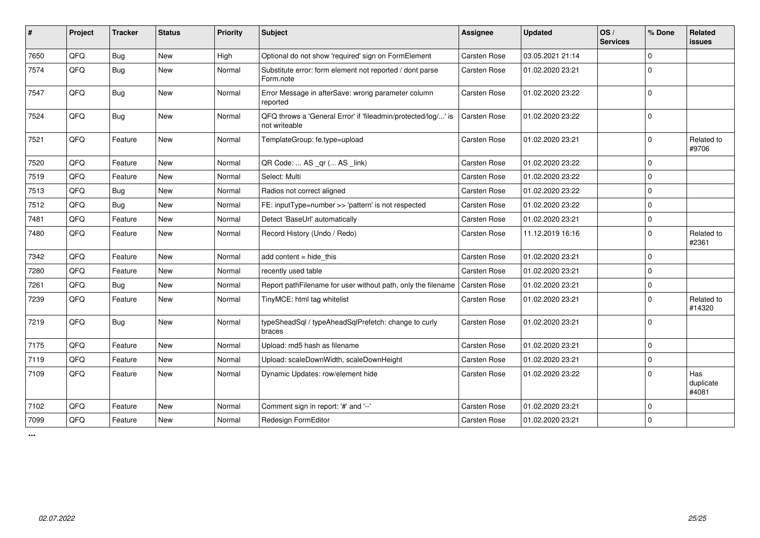| # | Project | Tracker | Status | Priority | Subject | Assignee | Updated | OS / Services | % Done | Related issues |
|---|---|---|---|---|---|---|---|---|---|---|
| 7650 | QFQ | Bug | New | High | Optional do not show 'required' sign on FormElement | Carsten Rose | 03.05.2021 21:14 | | 0 | |
| 7574 | QFQ | Bug | New | Normal | Substitute error: form element not reported / dont parse Form.note | Carsten Rose | 01.02.2020 23:21 | | 0 | |
| 7547 | QFQ | Bug | New | Normal | Error Message in afterSave: wrong parameter column reported | Carsten Rose | 01.02.2020 23:22 | | 0 | |
| 7524 | QFQ | Bug | New | Normal | QFQ throws a 'General Error' if 'fileadmin/protected/log/...' is not writeable | Carsten Rose | 01.02.2020 23:22 | | 0 | |
| 7521 | QFQ | Feature | New | Normal | TemplateGroup: fe.type=upload | Carsten Rose | 01.02.2020 23:21 | | 0 | Related to #9706 |
| 7520 | QFQ | Feature | New | Normal | QR Code: ... AS _qr (... AS _link) | Carsten Rose | 01.02.2020 23:22 | | 0 | |
| 7519 | QFQ | Feature | New | Normal | Select: Multi | Carsten Rose | 01.02.2020 23:22 | | 0 | |
| 7513 | QFQ | Bug | New | Normal | Radios not correct aligned | Carsten Rose | 01.02.2020 23:22 | | 0 | |
| 7512 | QFQ | Bug | New | Normal | FE: inputType=number >> 'pattern' is not respected | Carsten Rose | 01.02.2020 23:22 | | 0 | |
| 7481 | QFQ | Feature | New | Normal | Detect 'BaseUrl' automatically | Carsten Rose | 01.02.2020 23:21 | | 0 | |
| 7480 | QFQ | Feature | New | Normal | Record History (Undo / Redo) | Carsten Rose | 11.12.2019 16:16 | | 0 | Related to #2361 |
| 7342 | QFQ | Feature | New | Normal | add content = hide_this | Carsten Rose | 01.02.2020 23:21 | | 0 | |
| 7280 | QFQ | Feature | New | Normal | recently used table | Carsten Rose | 01.02.2020 23:21 | | 0 | |
| 7261 | QFQ | Bug | New | Normal | Report pathFilename for user without path, only the filename | Carsten Rose | 01.02.2020 23:21 | | 0 | |
| 7239 | QFQ | Feature | New | Normal | TinyMCE: html tag whitelist | Carsten Rose | 01.02.2020 23:21 | | 0 | Related to #14320 |
| 7219 | QFQ | Bug | New | Normal | typeSheadSql / typeAheadSqlPrefetch: change to curly braces | Carsten Rose | 01.02.2020 23:21 | | 0 | |
| 7175 | QFQ | Feature | New | Normal | Upload: md5 hash as filename | Carsten Rose | 01.02.2020 23:21 | | 0 | |
| 7119 | QFQ | Feature | New | Normal | Upload: scaleDownWidth, scaleDownHeight | Carsten Rose | 01.02.2020 23:21 | | 0 | |
| 7109 | QFQ | Feature | New | Normal | Dynamic Updates: row/element hide | Carsten Rose | 01.02.2020 23:22 | | 0 | Has duplicate #4081 |
| 7102 | QFQ | Feature | New | Normal | Comment sign in report: '#' and '--' | Carsten Rose | 01.02.2020 23:21 | | 0 | |
| 7099 | QFQ | Feature | New | Normal | Redesign FormEditor | Carsten Rose | 01.02.2020 23:21 | | 0 | |

...